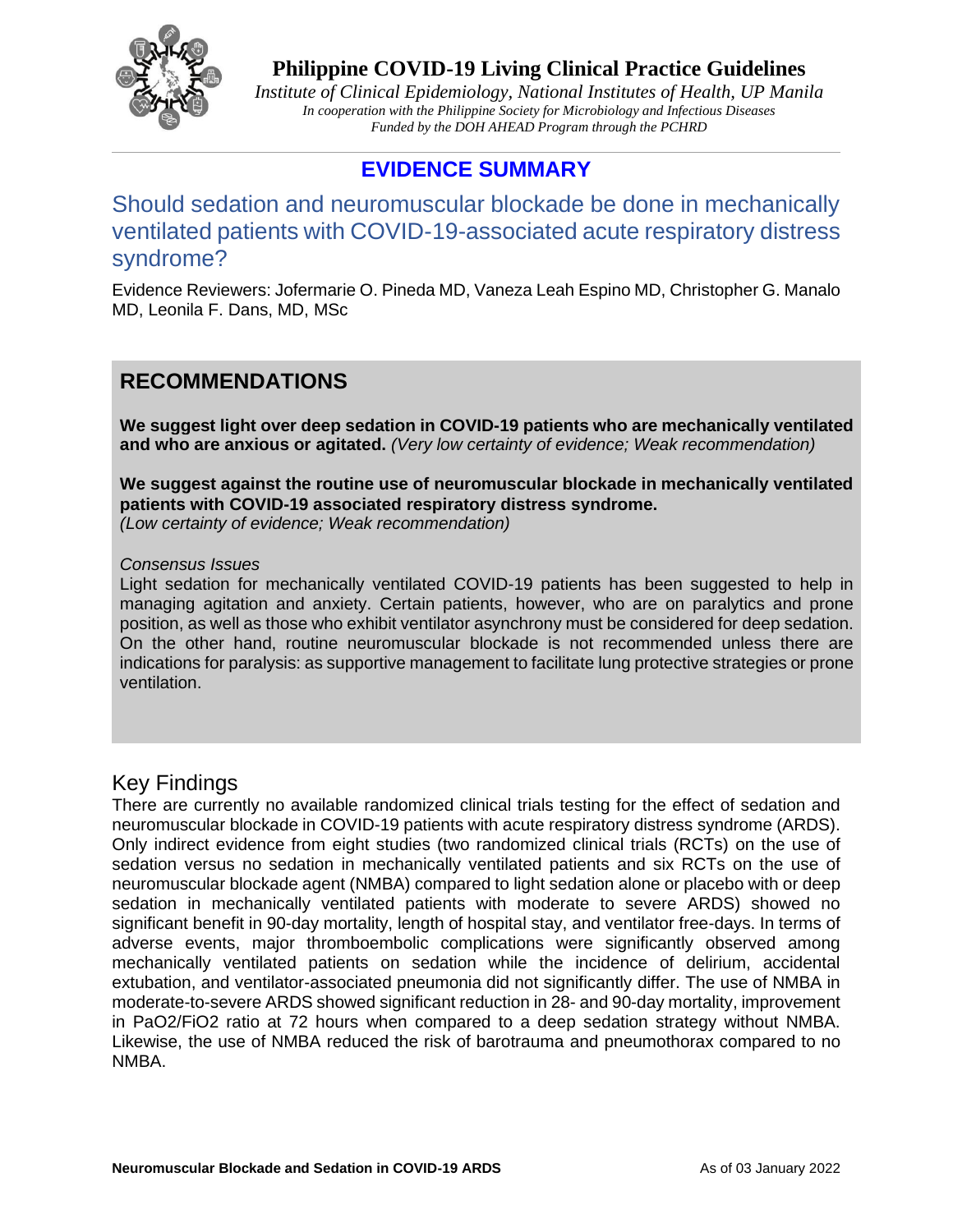# Philippine COVID-19 Living Clinical Practice Guidelines

*Institute of Clinical Epidemiology, National Institutes of Health, UP Manila*
*In cooperation with the Philippine Society for Microbiology and Infectious Diseases*
*Funded by the DOH AHEAD Program through the PCHRD*

## EVIDENCE SUMMARY

## Should sedation and neuromuscular blockade be done in mechanically ventilated patients with COVID-19-associated acute respiratory distress syndrome?

Evidence Reviewers: Jofermarie O. Pineda MD, Vaneza Leah Espino MD, Christopher G. Manalo MD, Leonila F. Dans, MD, MSc

### RECOMMENDATIONS

**We suggest light over deep sedation in COVID-19 patients who are mechanically ventilated and who are anxious or agitated.** *(Very low certainty of evidence; Weak recommendation)*

**We suggest against the routine use of neuromuscular blockade in mechanically ventilated patients with COVID-19 associated respiratory distress syndrome.**
*(Low certainty of evidence; Weak recommendation)*

*Consensus Issues*

Light sedation for mechanically ventilated COVID-19 patients has been suggested to help in managing agitation and anxiety. Certain patients, however, who are on paralytics and prone position, as well as those who exhibit ventilator asynchrony must be considered for deep sedation. On the other hand, routine neuromuscular blockade is not recommended unless there are indications for paralysis: as supportive management to facilitate lung protective strategies or prone ventilation.

### Key Findings

There are currently no available randomized clinical trials testing for the effect of sedation and neuromuscular blockade in COVID-19 patients with acute respiratory distress syndrome (ARDS). Only indirect evidence from eight studies (two randomized clinical trials (RCTs) on the use of sedation versus no sedation in mechanically ventilated patients and six RCTs on the use of neuromuscular blockade agent (NMBA) compared to light sedation alone or placebo with or deep sedation in mechanically ventilated patients with moderate to severe ARDS) showed no significant benefit in 90-day mortality, length of hospital stay, and ventilator free-days. In terms of adverse events, major thromboembolic complications were significantly observed among mechanically ventilated patients on sedation while the incidence of delirium, accidental extubation, and ventilator-associated pneumonia did not significantly differ. The use of NMBA in moderate-to-severe ARDS showed significant reduction in 28- and 90-day mortality, improvement in $PaO_2/FiO_2$ ratio at 72 hours when compared to a deep sedation strategy without NMBA. Likewise, the use of NMBA reduced the risk of barotrauma and pneumothorax compared to no NMBA.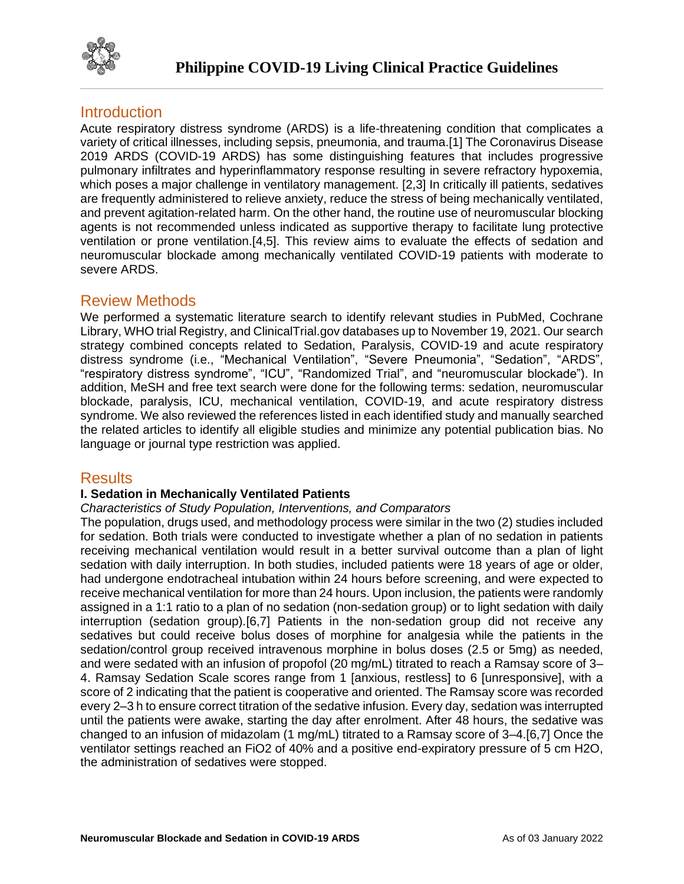## Introduction

Acute respiratory distress syndrome (ARDS) is a life-threatening condition that complicates a variety of critical illnesses, including sepsis, pneumonia, and trauma.[1] The Coronavirus Disease 2019 ARDS (COVID-19 ARDS) has some distinguishing features that includes progressive pulmonary infiltrates and hyperinflammatory response resulting in severe refractory hypoxemia, which poses a major challenge in ventilatory management. [2,3] In critically ill patients, sedatives are frequently administered to relieve anxiety, reduce the stress of being mechanically ventilated, and prevent agitation-related harm. On the other hand, the routine use of neuromuscular blocking agents is not recommended unless indicated as supportive therapy to facilitate lung protective ventilation or prone ventilation.[4,5]. This review aims to evaluate the effects of sedation and neuromuscular blockade among mechanically ventilated COVID-19 patients with moderate to severe ARDS.

## Review Methods

We performed a systematic literature search to identify relevant studies in PubMed, Cochrane Library, WHO trial Registry, and ClinicalTrial.gov databases up to November 19, 2021. Our search strategy combined concepts related to Sedation, Paralysis, COVID-19 and acute respiratory distress syndrome (i.e., "Mechanical Ventilation", "Severe Pneumonia", "Sedation", "ARDS", "respiratory distress syndrome", "ICU", "Randomized Trial", and "neuromuscular blockade"). In addition, MeSH and free text search were done for the following terms: sedation, neuromuscular blockade, paralysis, ICU, mechanical ventilation, COVID-19, and acute respiratory distress syndrome. We also reviewed the references listed in each identified study and manually searched the related articles to identify all eligible studies and minimize any potential publication bias. No language or journal type restriction was applied.

## Results

**I. Sedation in Mechanically Ventilated Patients**

*Characteristics of Study Population, Interventions, and Comparators*

The population, drugs used, and methodology process were similar in the two (2) studies included for sedation. Both trials were conducted to investigate whether a plan of no sedation in patients receiving mechanical ventilation would result in a better survival outcome than a plan of light sedation with daily interruption. In both studies, included patients were 18 years of age or older, had undergone endotracheal intubation within 24 hours before screening, and were expected to receive mechanical ventilation for more than 24 hours. Upon inclusion, the patients were randomly assigned in a 1:1 ratio to a plan of no sedation (non-sedation group) or to light sedation with daily interruption (sedation group).[6,7] Patients in the non-sedation group did not receive any sedatives but could receive bolus doses of morphine for analgesia while the patients in the sedation/control group received intravenous morphine in bolus doses (2.5 or 5mg) as needed, and were sedated with an infusion of propofol (20 mg/mL) titrated to reach a Ramsay score of 3–4. Ramsay Sedation Scale scores range from 1 [anxious, restless] to 6 [unresponsive], with a score of 2 indicating that the patient is cooperative and oriented. The Ramsay score was recorded every 2–3 h to ensure correct titration of the sedative infusion. Every day, sedation was interrupted until the patients were awake, starting the day after enrolment. After 48 hours, the sedative was changed to an infusion of midazolam (1 mg/mL) titrated to a Ramsay score of 3–4.[6,7] Once the ventilator settings reached an $FiO_2$ of 40% and a positive end-expiratory pressure of 5 cm $H_2O$, the administration of sedatives were stopped.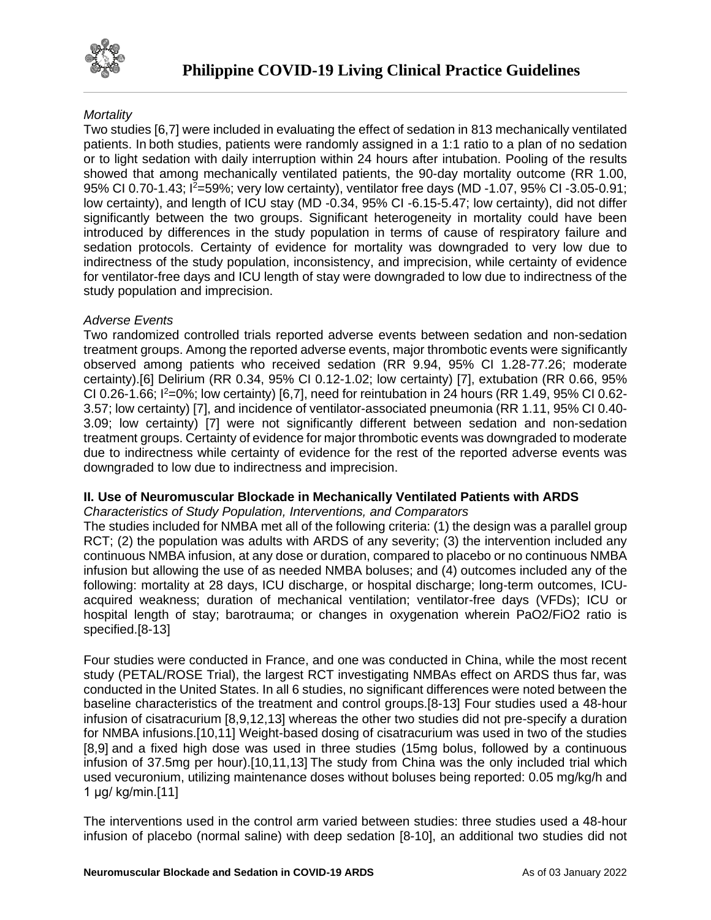*Mortality*

Two studies [6,7] were included in evaluating the effect of sedation in 813 mechanically ventilated patients. In both studies, patients were randomly assigned in a 1:1 ratio to a plan of no sedation or to light sedation with daily interruption within 24 hours after intubation. Pooling of the results showed that among mechanically ventilated patients, the 90-day mortality outcome (RR 1.00, 95% CI 0.70-1.43; $I^2$=59%; very low certainty), ventilator free days (MD -1.07, 95% CI -3.05-0.91; low certainty), and length of ICU stay (MD -0.34, 95% CI -6.15-5.47; low certainty), did not differ significantly between the two groups. Significant heterogeneity in mortality could have been introduced by differences in the study population in terms of cause of respiratory failure and sedation protocols. Certainty of evidence for mortality was downgraded to very low due to indirectness of the study population, inconsistency, and imprecision, while certainty of evidence for ventilator-free days and ICU length of stay were downgraded to low due to indirectness of the study population and imprecision.

*Adverse Events*

Two randomized controlled trials reported adverse events between sedation and non-sedation treatment groups. Among the reported adverse events, major thrombotic events were significantly observed among patients who received sedation (RR 9.94, 95% CI 1.28-77.26; moderate certainty).[6] Delirium (RR 0.34, 95% CI 0.12-1.02; low certainty) [7], extubation (RR 0.66, 95% CI 0.26-1.66; $I^2$=0%; low certainty) [6,7], need for reintubation in 24 hours (RR 1.49, 95% CI 0.62-3.57; low certainty) [7], and incidence of ventilator-associated pneumonia (RR 1.11, 95% CI 0.40-3.09; low certainty) [7] were not significantly different between sedation and non-sedation treatment groups. Certainty of evidence for major thrombotic events was downgraded to moderate due to indirectness while certainty of evidence for the rest of the reported adverse events was downgraded to low due to indirectness and imprecision.

**II. Use of Neuromuscular Blockade in Mechanically Ventilated Patients with ARDS**

*Characteristics of Study Population, Interventions, and Comparators*

The studies included for NMBA met all of the following criteria: (1) the design was a parallel group RCT; (2) the population was adults with ARDS of any severity; (3) the intervention included any continuous NMBA infusion, at any dose or duration, compared to placebo or no continuous NMBA infusion but allowing the use of as needed NMBA boluses; and (4) outcomes included any of the following: mortality at 28 days, ICU discharge, or hospital discharge; long-term outcomes, ICU-acquired weakness; duration of mechanical ventilation; ventilator-free days (VFDs); ICU or hospital length of stay; barotrauma; or changes in oxygenation wherein PaO2/FiO2 ratio is specified.[8-13]

Four studies were conducted in France, and one was conducted in China, while the most recent study (PETAL/ROSE Trial), the largest RCT investigating NMBAs effect on ARDS thus far, was conducted in the United States. In all 6 studies, no significant differences were noted between the baseline characteristics of the treatment and control groups.[8-13] Four studies used a 48-hour infusion of cisatracurium [8,9,12,13] whereas the other two studies did not pre-specify a duration for NMBA infusions.[10,11] Weight-based dosing of cisatracurium was used in two of the studies [8,9] and a fixed high dose was used in three studies (15mg bolus, followed by a continuous infusion of 37.5mg per hour).[10,11,13] The study from China was the only included trial which used vecuronium, utilizing maintenance doses without boluses being reported: 0.05 mg/kg/h and 1 µg/ kg/min.[11]

The interventions used in the control arm varied between studies: three studies used a 48-hour infusion of placebo (normal saline) with deep sedation [8-10], an additional two studies did not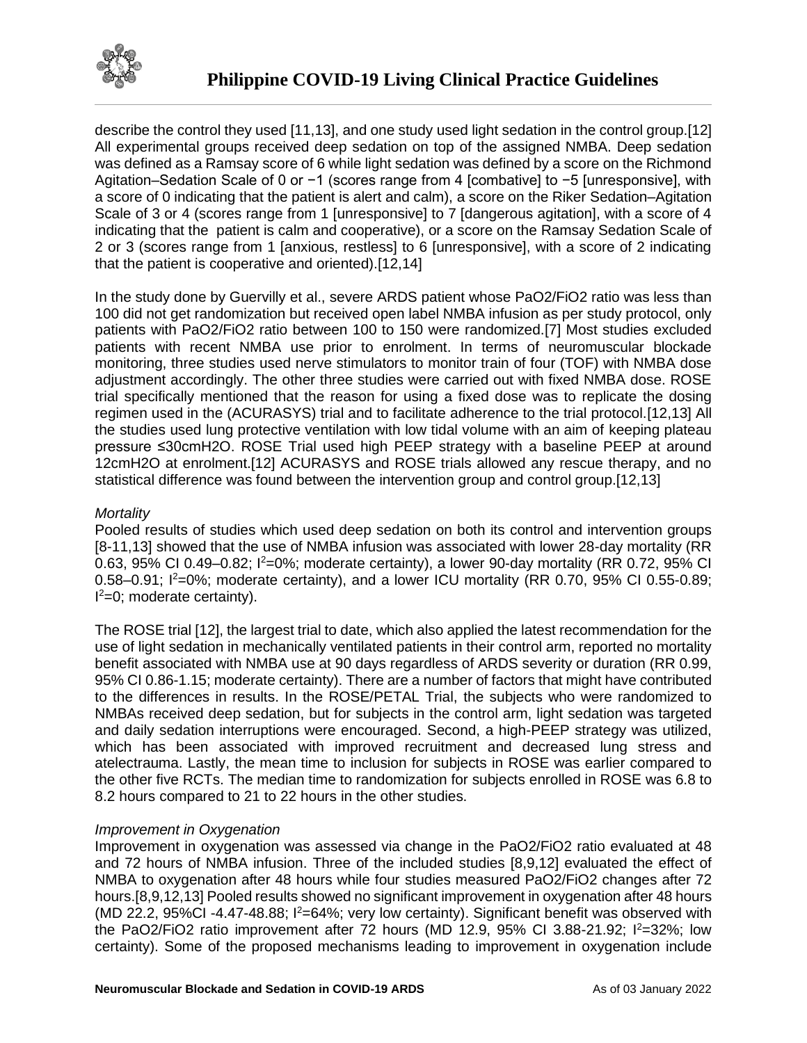describe the control they used [11,13], and one study used light sedation in the control group.[12] All experimental groups received deep sedation on top of the assigned NMBA. Deep sedation was defined as a Ramsay score of 6 while light sedation was defined by a score on the Richmond Agitation–Sedation Scale of 0 or −1 (scores range from 4 [combative] to −5 [unresponsive], with a score of 0 indicating that the patient is alert and calm), a score on the Riker Sedation–Agitation Scale of 3 or 4 (scores range from 1 [unresponsive] to 7 [dangerous agitation], with a score of 4 indicating that the patient is calm and cooperative), or a score on the Ramsay Sedation Scale of 2 or 3 (scores range from 1 [anxious, restless] to 6 [unresponsive], with a score of 2 indicating that the patient is cooperative and oriented).[12,14]

In the study done by Guervilly et al., severe ARDS patient whose PaO2/FiO2 ratio was less than 100 did not get randomization but received open label NMBA infusion as per study protocol, only patients with PaO2/FiO2 ratio between 100 to 150 were randomized.[7] Most studies excluded patients with recent NMBA use prior to enrolment. In terms of neuromuscular blockade monitoring, three studies used nerve stimulators to monitor train of four (TOF) with NMBA dose adjustment accordingly. The other three studies were carried out with fixed NMBA dose. ROSE trial specifically mentioned that the reason for using a fixed dose was to replicate the dosing regimen used in the (ACURASYS) trial and to facilitate adherence to the trial protocol.[12,13] All the studies used lung protective ventilation with low tidal volume with an aim of keeping plateau pressure ≤30cmH2O. ROSE Trial used high PEEP strategy with a baseline PEEP at around 12cmH2O at enrolment.[12] ACURASYS and ROSE trials allowed any rescue therapy, and no statistical difference was found between the intervention group and control group.[12,13]

*Mortality*

Pooled results of studies which used deep sedation on both its control and intervention groups [8-11,13] showed that the use of NMBA infusion was associated with lower 28-day mortality (RR 0.63, 95% CI 0.49–0.82; $I^2$=0%; moderate certainty), a lower 90-day mortality (RR 0.72, 95% CI 0.58–0.91; $I^2$=0%; moderate certainty), and a lower ICU mortality (RR 0.70, 95% CI 0.55-0.89; $I^2$=0; moderate certainty).

The ROSE trial [12], the largest trial to date, which also applied the latest recommendation for the use of light sedation in mechanically ventilated patients in their control arm, reported no mortality benefit associated with NMBA use at 90 days regardless of ARDS severity or duration (RR 0.99, 95% CI 0.86-1.15; moderate certainty). There are a number of factors that might have contributed to the differences in results. In the ROSE/PETAL Trial, the subjects who were randomized to NMBAs received deep sedation, but for subjects in the control arm, light sedation was targeted and daily sedation interruptions were encouraged. Second, a high-PEEP strategy was utilized, which has been associated with improved recruitment and decreased lung stress and atelectrauma. Lastly, the mean time to inclusion for subjects in ROSE was earlier compared to the other five RCTs. The median time to randomization for subjects enrolled in ROSE was 6.8 to 8.2 hours compared to 21 to 22 hours in the other studies.

*Improvement in Oxygenation*

Improvement in oxygenation was assessed via change in the PaO2/FiO2 ratio evaluated at 48 and 72 hours of NMBA infusion. Three of the included studies [8,9,12] evaluated the effect of NMBA to oxygenation after 48 hours while four studies measured PaO2/FiO2 changes after 72 hours.[8,9,12,13] Pooled results showed no significant improvement in oxygenation after 48 hours (MD 22.2, 95%CI -4.47-48.88; $I^2$=64%; very low certainty). Significant benefit was observed with the PaO2/FiO2 ratio improvement after 72 hours (MD 12.9, 95% CI 3.88-21.92; $I^2$=32%; low certainty). Some of the proposed mechanisms leading to improvement in oxygenation include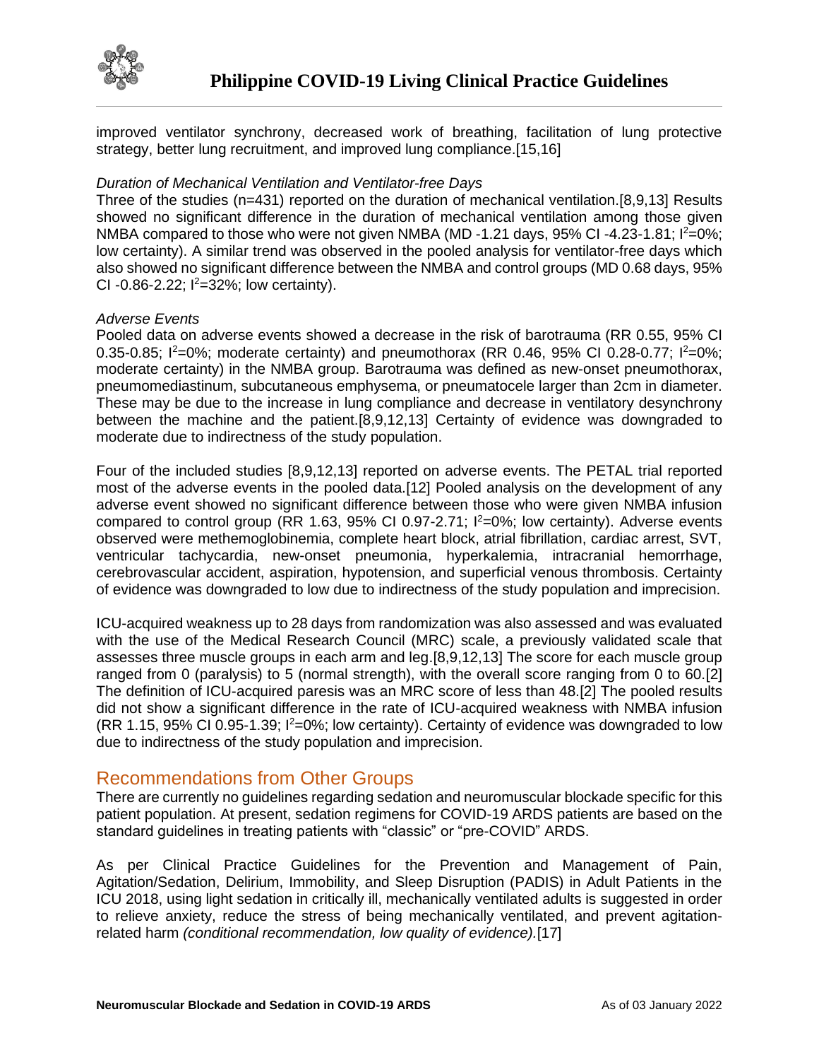improved ventilator synchrony, decreased work of breathing, facilitation of lung protective strategy, better lung recruitment, and improved lung compliance.[15,16]

*Duration of Mechanical Ventilation and Ventilator-free Days*

Three of the studies (n=431) reported on the duration of mechanical ventilation.[8,9,13] Results showed no significant difference in the duration of mechanical ventilation among those given NMBA compared to those who were not given NMBA (MD -1.21 days, 95% CI -4.23-1.81; $I^2$=0%; low certainty). A similar trend was observed in the pooled analysis for ventilator-free days which also showed no significant difference between the NMBA and control groups (MD 0.68 days, 95% CI -0.86-2.22; $I^2$=32%; low certainty).

*Adverse Events*

Pooled data on adverse events showed a decrease in the risk of barotrauma (RR 0.55, 95% CI 0.35-0.85; $I^2$=0%; moderate certainty) and pneumothorax (RR 0.46, 95% CI 0.28-0.77; $I^2$=0%; moderate certainty) in the NMBA group. Barotrauma was defined as new-onset pneumothorax, pneumomediastinum, subcutaneous emphysema, or pneumatocele larger than 2cm in diameter. These may be due to the increase in lung compliance and decrease in ventilatory desynchrony between the machine and the patient.[8,9,12,13] Certainty of evidence was downgraded to moderate due to indirectness of the study population.

Four of the included studies [8,9,12,13] reported on adverse events. The PETAL trial reported most of the adverse events in the pooled data.[12] Pooled analysis on the development of any adverse event showed no significant difference between those who were given NMBA infusion compared to control group (RR 1.63, 95% CI 0.97-2.71; $I^2$=0%; low certainty). Adverse events observed were methemoglobinemia, complete heart block, atrial fibrillation, cardiac arrest, SVT, ventricular tachycardia, new-onset pneumonia, hyperkalemia, intracranial hemorrhage, cerebrovascular accident, aspiration, hypotension, and superficial venous thrombosis. Certainty of evidence was downgraded to low due to indirectness of the study population and imprecision.

ICU-acquired weakness up to 28 days from randomization was also assessed and was evaluated with the use of the Medical Research Council (MRC) scale, a previously validated scale that assesses three muscle groups in each arm and leg.[8,9,12,13] The score for each muscle group ranged from 0 (paralysis) to 5 (normal strength), with the overall score ranging from 0 to 60.[2] The definition of ICU-acquired paresis was an MRC score of less than 48.[2] The pooled results did not show a significant difference in the rate of ICU-acquired weakness with NMBA infusion (RR 1.15, 95% CI 0.95-1.39; $I^2$=0%; low certainty). Certainty of evidence was downgraded to low due to indirectness of the study population and imprecision.

## Recommendations from Other Groups

There are currently no guidelines regarding sedation and neuromuscular blockade specific for this patient population. At present, sedation regimens for COVID-19 ARDS patients are based on the standard guidelines in treating patients with "classic" or "pre-COVID" ARDS.

As per Clinical Practice Guidelines for the Prevention and Management of Pain, Agitation/Sedation, Delirium, Immobility, and Sleep Disruption (PADIS) in Adult Patients in the ICU 2018, using light sedation in critically ill, mechanically ventilated adults is suggested in order to relieve anxiety, reduce the stress of being mechanically ventilated, and prevent agitation-related harm *(conditional recommendation, low quality of evidence).*[17]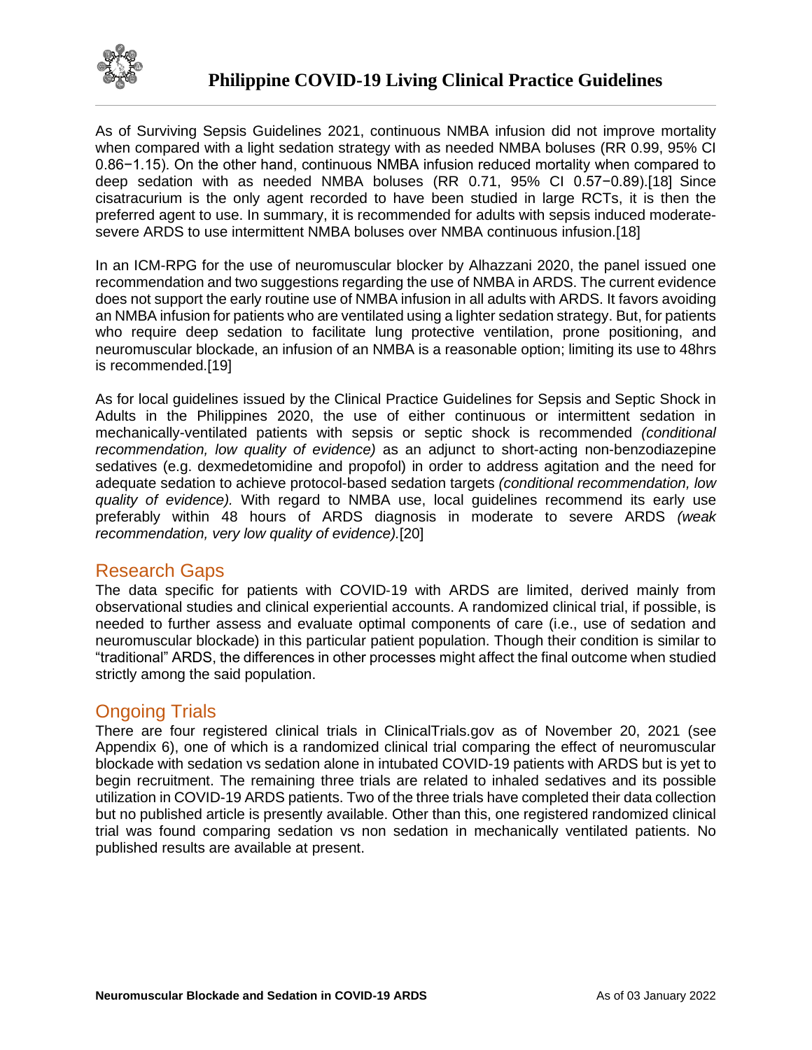As of Surviving Sepsis Guidelines 2021, continuous NMBA infusion did not improve mortality when compared with a light sedation strategy with as needed NMBA boluses (RR 0.99, 95% CI 0.86−1.15). On the other hand, continuous NMBA infusion reduced mortality when compared to deep sedation with as needed NMBA boluses (RR 0.71, 95% CI 0.57−0.89).[18] Since cisatracurium is the only agent recorded to have been studied in large RCTs, it is then the preferred agent to use. In summary, it is recommended for adults with sepsis induced moderate-severe ARDS to use intermittent NMBA boluses over NMBA continuous infusion.[18]

In an ICM-RPG for the use of neuromuscular blocker by Alhazzani 2020, the panel issued one recommendation and two suggestions regarding the use of NMBA in ARDS. The current evidence does not support the early routine use of NMBA infusion in all adults with ARDS. It favors avoiding an NMBA infusion for patients who are ventilated using a lighter sedation strategy. But, for patients who require deep sedation to facilitate lung protective ventilation, prone positioning, and neuromuscular blockade, an infusion of an NMBA is a reasonable option; limiting its use to 48hrs is recommended.[19]

As for local guidelines issued by the Clinical Practice Guidelines for Sepsis and Septic Shock in Adults in the Philippines 2020, the use of either continuous or intermittent sedation in mechanically-ventilated patients with sepsis or septic shock is recommended *(conditional recommendation, low quality of evidence)* as an adjunct to short-acting non-benzodiazepine sedatives (e.g. dexmedetomidine and propofol) in order to address agitation and the need for adequate sedation to achieve protocol-based sedation targets *(conditional recommendation, low quality of evidence).* With regard to NMBA use, local guidelines recommend its early use preferably within 48 hours of ARDS diagnosis in moderate to severe ARDS *(weak recommendation, very low quality of evidence).*[20]

## Research Gaps

The data specific for patients with COVID-19 with ARDS are limited, derived mainly from observational studies and clinical experiential accounts. A randomized clinical trial, if possible, is needed to further assess and evaluate optimal components of care (i.e., use of sedation and neuromuscular blockade) in this particular patient population. Though their condition is similar to "traditional" ARDS, the differences in other processes might affect the final outcome when studied strictly among the said population.

## Ongoing Trials

There are four registered clinical trials in ClinicalTrials.gov as of November 20, 2021 (see Appendix 6), one of which is a randomized clinical trial comparing the effect of neuromuscular blockade with sedation vs sedation alone in intubated COVID-19 patients with ARDS but is yet to begin recruitment. The remaining three trials are related to inhaled sedatives and its possible utilization in COVID-19 ARDS patients. Two of the three trials have completed their data collection but no published article is presently available. Other than this, one registered randomized clinical trial was found comparing sedation vs non sedation in mechanically ventilated patients. No published results are available at present.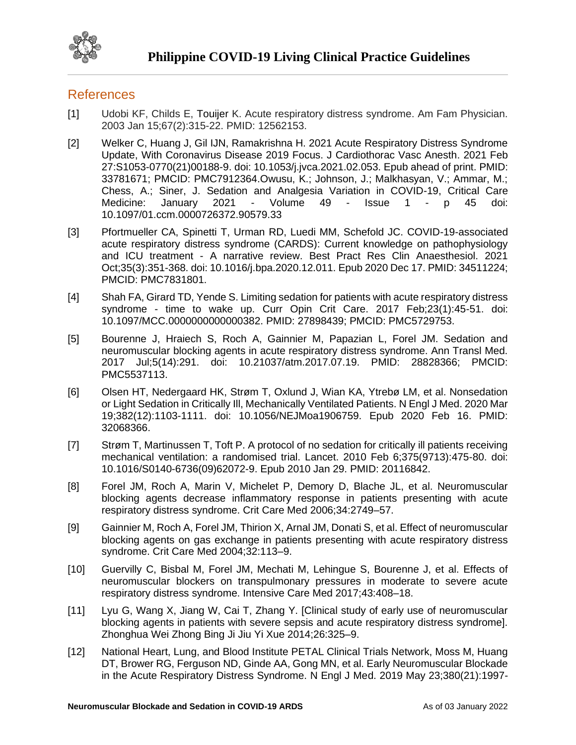## References

[1] Udobi KF, Childs E, Touijer K. Acute respiratory distress syndrome. Am Fam Physician. 2003 Jan 15;67(2):315-22. PMID: 12562153.

[2] Welker C, Huang J, Gil IJN, Ramakrishna H. 2021 Acute Respiratory Distress Syndrome Update, With Coronavirus Disease 2019 Focus. J Cardiothorac Vasc Anesth. 2021 Feb 27:S1053-0770(21)00188-9. doi: 10.1053/j.jvca.2021.02.053. Epub ahead of print. PMID: 33781671; PMCID: PMC7912364.Owusu, K.; Johnson, J.; Malkhasyan, V.; Ammar, M.; Chess, A.; Siner, J. Sedation and Analgesia Variation in COVID-19, Critical Care Medicine: January 2021 - Volume 49 - Issue 1 - p 45 doi: 10.1097/01.ccm.0000726372.90579.33

[3] Pfortmueller CA, Spinetti T, Urman RD, Luedi MM, Schefold JC. COVID-19-associated acute respiratory distress syndrome (CARDS): Current knowledge on pathophysiology and ICU treatment - A narrative review. Best Pract Res Clin Anaesthesiol. 2021 Oct;35(3):351-368. doi: 10.1016/j.bpa.2020.12.011. Epub 2020 Dec 17. PMID: 34511224; PMCID: PMC7831801.

[4] Shah FA, Girard TD, Yende S. Limiting sedation for patients with acute respiratory distress syndrome - time to wake up. Curr Opin Crit Care. 2017 Feb;23(1):45-51. doi: 10.1097/MCC.0000000000000382. PMID: 27898439; PMCID: PMC5729753.

[5] Bourenne J, Hraiech S, Roch A, Gainnier M, Papazian L, Forel JM. Sedation and neuromuscular blocking agents in acute respiratory distress syndrome. Ann Transl Med. 2017 Jul;5(14):291. doi: 10.21037/atm.2017.07.19. PMID: 28828366; PMCID: PMC5537113.

[6] Olsen HT, Nedergaard HK, Strøm T, Oxlund J, Wian KA, Ytrebø LM, et al. Nonsedation or Light Sedation in Critically Ill, Mechanically Ventilated Patients. N Engl J Med. 2020 Mar 19;382(12):1103-1111. doi: 10.1056/NEJMoa1906759. Epub 2020 Feb 16. PMID: 32068366.

[7] Strøm T, Martinussen T, Toft P. A protocol of no sedation for critically ill patients receiving mechanical ventilation: a randomised trial. Lancet. 2010 Feb 6;375(9713):475-80. doi: 10.1016/S0140-6736(09)62072-9. Epub 2010 Jan 29. PMID: 20116842.

[8] Forel JM, Roch A, Marin V, Michelet P, Demory D, Blache JL, et al. Neuromuscular blocking agents decrease inflammatory response in patients presenting with acute respiratory distress syndrome. Crit Care Med 2006;34:2749–57.

[9] Gainnier M, Roch A, Forel JM, Thirion X, Arnal JM, Donati S, et al. Effect of neuromuscular blocking agents on gas exchange in patients presenting with acute respiratory distress syndrome. Crit Care Med 2004;32:113–9.

[10] Guervilly C, Bisbal M, Forel JM, Mechati M, Lehingue S, Bourenne J, et al. Effects of neuromuscular blockers on transpulmonary pressures in moderate to severe acute respiratory distress syndrome. Intensive Care Med 2017;43:408–18.

[11] Lyu G, Wang X, Jiang W, Cai T, Zhang Y. [Clinical study of early use of neuromuscular blocking agents in patients with severe sepsis and acute respiratory distress syndrome]. Zhonghua Wei Zhong Bing Ji Jiu Yi Xue 2014;26:325–9.

[12] National Heart, Lung, and Blood Institute PETAL Clinical Trials Network, Moss M, Huang DT, Brower RG, Ferguson ND, Ginde AA, Gong MN, et al. Early Neuromuscular Blockade in the Acute Respiratory Distress Syndrome. N Engl J Med. 2019 May 23;380(21):1997-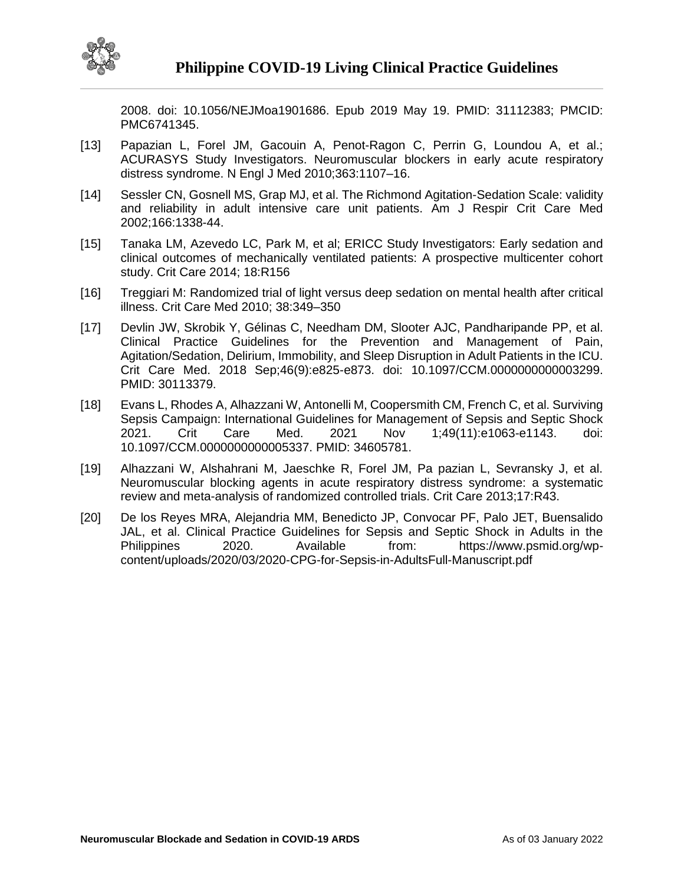2008. doi: 10.1056/NEJMoa1901686. Epub 2019 May 19. PMID: 31112383; PMCID: PMC6741345.

[13] Papazian L, Forel JM, Gacouin A, Penot-Ragon C, Perrin G, Loundou A, et al.; ACURASYS Study Investigators. Neuromuscular blockers in early acute respiratory distress syndrome. N Engl J Med 2010;363:1107–16.

[14] Sessler CN, Gosnell MS, Grap MJ, et al. The Richmond Agitation-Sedation Scale: validity and reliability in adult intensive care unit patients. Am J Respir Crit Care Med 2002;166:1338-44.

[15] Tanaka LM, Azevedo LC, Park M, et al; ERICC Study Investigators: Early sedation and clinical outcomes of mechanically ventilated patients: A prospective multicenter cohort study. Crit Care 2014; 18:R156

[16] Treggiari M: Randomized trial of light versus deep sedation on mental health after critical illness. Crit Care Med 2010; 38:349–350

[17] Devlin JW, Skrobik Y, Gélinas C, Needham DM, Slooter AJC, Pandharipande PP, et al. Clinical Practice Guidelines for the Prevention and Management of Pain, Agitation/Sedation, Delirium, Immobility, and Sleep Disruption in Adult Patients in the ICU. Crit Care Med. 2018 Sep;46(9):e825-e873. doi: 10.1097/CCM.0000000000003299. PMID: 30113379.

[18] Evans L, Rhodes A, Alhazzani W, Antonelli M, Coopersmith CM, French C, et al. Surviving Sepsis Campaign: International Guidelines for Management of Sepsis and Septic Shock 2021. Crit Care Med. 2021 Nov 1;49(11):e1063-e1143. doi: 10.1097/CCM.0000000000005337. PMID: 34605781.

[19] Alhazzani W, Alshahrani M, Jaeschke R, Forel JM, Pa pazian L, Sevransky J, et al. Neuromuscular blocking agents in acute respiratory distress syndrome: a systematic review and meta-analysis of randomized controlled trials. Crit Care 2013;17:R43.

[20] De los Reyes MRA, Alejandria MM, Benedicto JP, Convocar PF, Palo JET, Buensalido JAL, et al. Clinical Practice Guidelines for Sepsis and Septic Shock in Adults in the Philippines 2020. Available from: https://www.psmid.org/wp-content/uploads/2020/03/2020-CPG-for-Sepsis-in-AdultsFull-Manuscript.pdf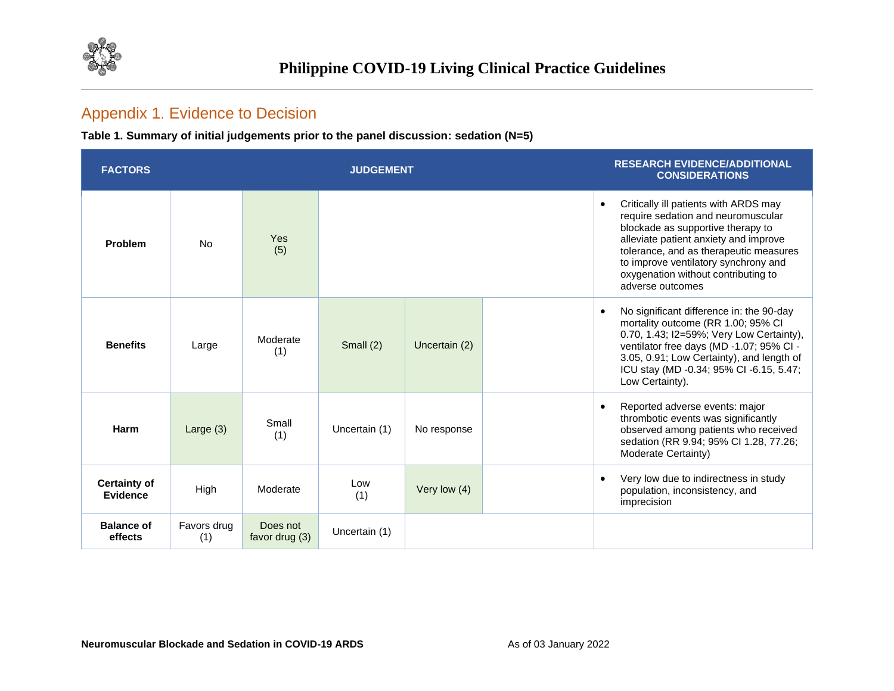## Appendix 1. Evidence to Decision

**Table 1. Summary of initial judgements prior to the panel discussion: sedation (N=5)**

| FACTORS | JUDGEMENT | | | | | RESEARCH EVIDENCE/ADDITIONAL CONSIDERATIONS |
|---|---|---|---|---|---|---|
| **Problem** | No | Yes (5) | | | | • Critically ill patients with ARDS may require sedation and neuromuscular blockade as supportive therapy to alleviate patient anxiety and improve tolerance, and as therapeutic measures to improve ventilatory synchrony and oxygenation without contributing to adverse outcomes |
| **Benefits** | Large | Moderate (1) | Small (2) | Uncertain (2) | | • No significant difference in: the 90-day mortality outcome (RR 1.00; 95% CI 0.70, 1.43; I2=59%; Very Low Certainty), ventilator free days (MD -1.07; 95% CI -3.05, 0.91; Low Certainty), and length of ICU stay (MD -0.34; 95% CI -6.15, 5.47; Low Certainty). |
| **Harm** | Large (3) | Small (1) | Uncertain (1) | No response | | • Reported adverse events: major thrombotic events was significantly observed among patients who received sedation (RR 9.94; 95% CI 1.28, 77.26; Moderate Certainty) |
| **Certainty of Evidence** | High | Moderate | Low (1) | Very low (4) | | • Very low due to indirectness in study population, inconsistency, and imprecision |
| **Balance of effects** | Favors drug (1) | Does not favor drug (3) | Uncertain (1) | | | |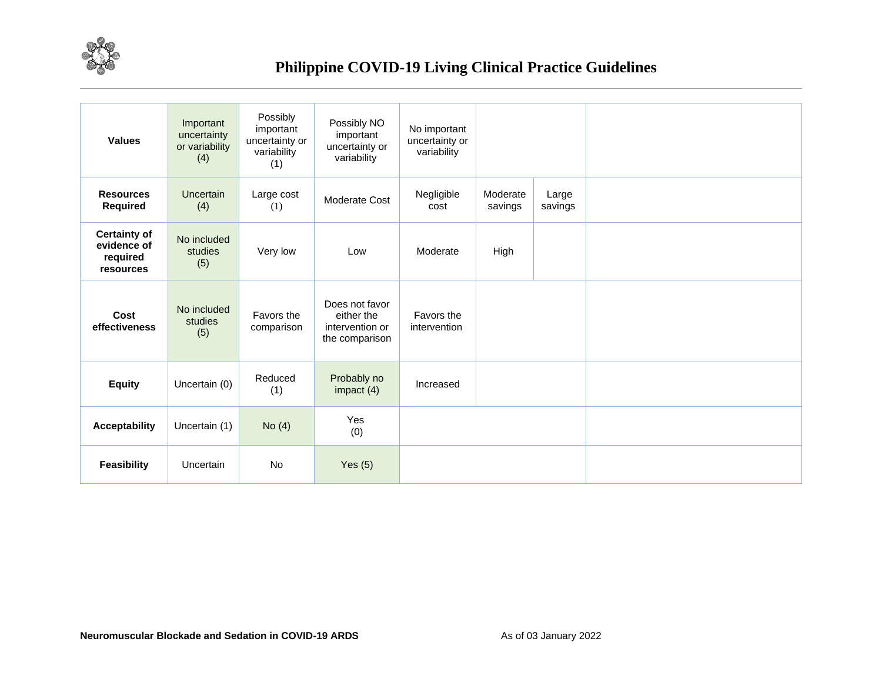| Values | Important uncertainty or variability (4) | Possibly important uncertainty or variability (1) | Possibly NO important uncertainty or variability | No important uncertainty or variability | | | |
|---|---|---|---|---|---|---|---|
| **Resources Required** | Uncertain (4) | Large cost (1) | Moderate Cost | Negligible cost | Moderate savings | Large savings | |
| **Certainty of evidence of required resources** | No included studies (5) | Very low | Low | Moderate | High | | |
| **Cost effectiveness** | No included studies (5) | Favors the comparison | Does not favor either the intervention or the comparison | Favors the intervention | | | |
| **Equity** | Uncertain (0) | Reduced (1) | Probably no impact (4) | Increased | | | |
| **Acceptability** | Uncertain (1) | No (4) | Yes (0) | | | | |
| **Feasibility** | Uncertain | No | Yes (5) | | | | |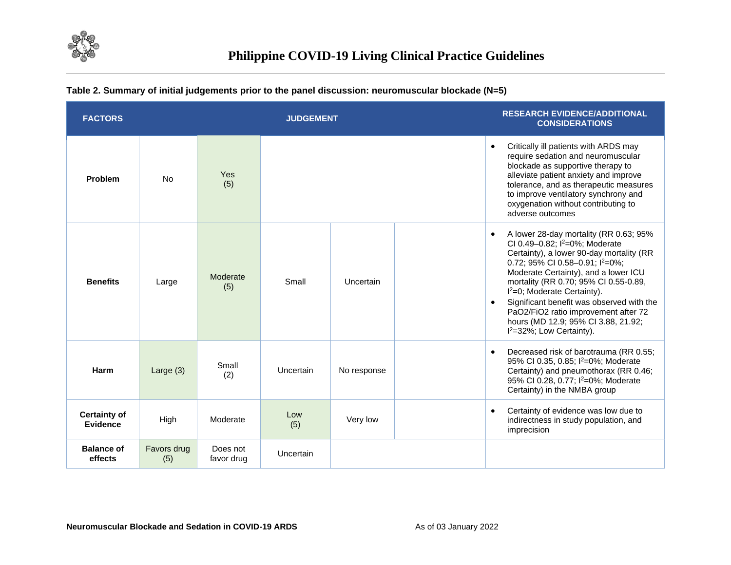**Table 2. Summary of initial judgements prior to the panel discussion: neuromuscular blockade (N=5)**

| FACTORS | JUDGEMENT | | | | | RESEARCH EVIDENCE/ADDITIONAL CONSIDERATIONS |
|---|---|---|---|---|---|---|
| **Problem** | No | Yes (5) | | | | • Critically ill patients with ARDS may require sedation and neuromuscular blockade as supportive therapy to alleviate patient anxiety and improve tolerance, and as therapeutic measures to improve ventilatory synchrony and oxygenation without contributing to adverse outcomes |
| **Benefits** | Large | Moderate (5) | Small | Uncertain | | • A lower 28-day mortality (RR 0.63; 95% CI 0.49–0.82; $I^2$=0%; Moderate Certainty), a lower 90-day mortality (RR 0.72; 95% CI 0.58–0.91; $I^2$=0%; Moderate Certainty), and a lower ICU mortality (RR 0.70; 95% CI 0.55-0.89, $I^2$=0; Moderate Certainty). • Significant benefit was observed with the PaO2/FiO2 ratio improvement after 72 hours (MD 12.9; 95% CI 3.88, 21.92; $I^2$=32%; Low Certainty). |
| **Harm** | Large (3) | Small (2) | Uncertain | No response | | • Decreased risk of barotrauma (RR 0.55; 95% CI 0.35, 0.85; $I^2$=0%; Moderate Certainty) and pneumothorax (RR 0.46; 95% CI 0.28, 0.77; $I^2$=0%; Moderate Certainty) in the NMBA group |
| **Certainty of Evidence** | High | Moderate | Low (5) | Very low | | • Certainty of evidence was low due to indirectness in study population, and imprecision |
| **Balance of effects** | Favors drug (5) | Does not favor drug | Uncertain | | | |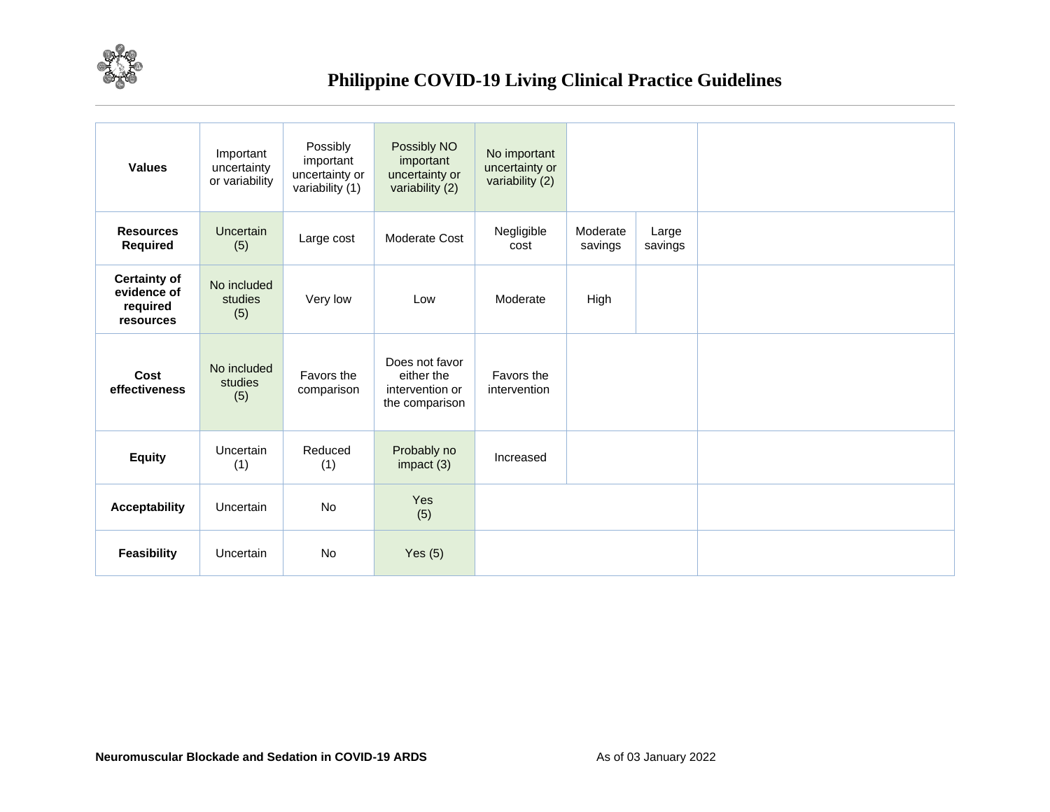| | | | | | | | |
|---|---|---|---|---|---|---|---|
| **Values** | Important uncertainty or variability | Possibly important uncertainty or variability (1) | Possibly NO important uncertainty or variability (2) | No important uncertainty or variability (2) | | | |
| **Resources Required** | Uncertain (5) | Large cost | Moderate Cost | Negligible cost | Moderate savings | Large savings | |
| **Certainty of evidence of required resources** | No included studies (5) | Very low | Low | Moderate | High | | |
| **Cost effectiveness** | No included studies (5) | Favors the comparison | Does not favor either the intervention or the comparison | Favors the intervention | | | |
| **Equity** | Uncertain (1) | Reduced (1) | Probably no impact (3) | Increased | | | |
| **Acceptability** | Uncertain | No | Yes (5) | | | | |
| **Feasibility** | Uncertain | No | Yes (5) | | | | |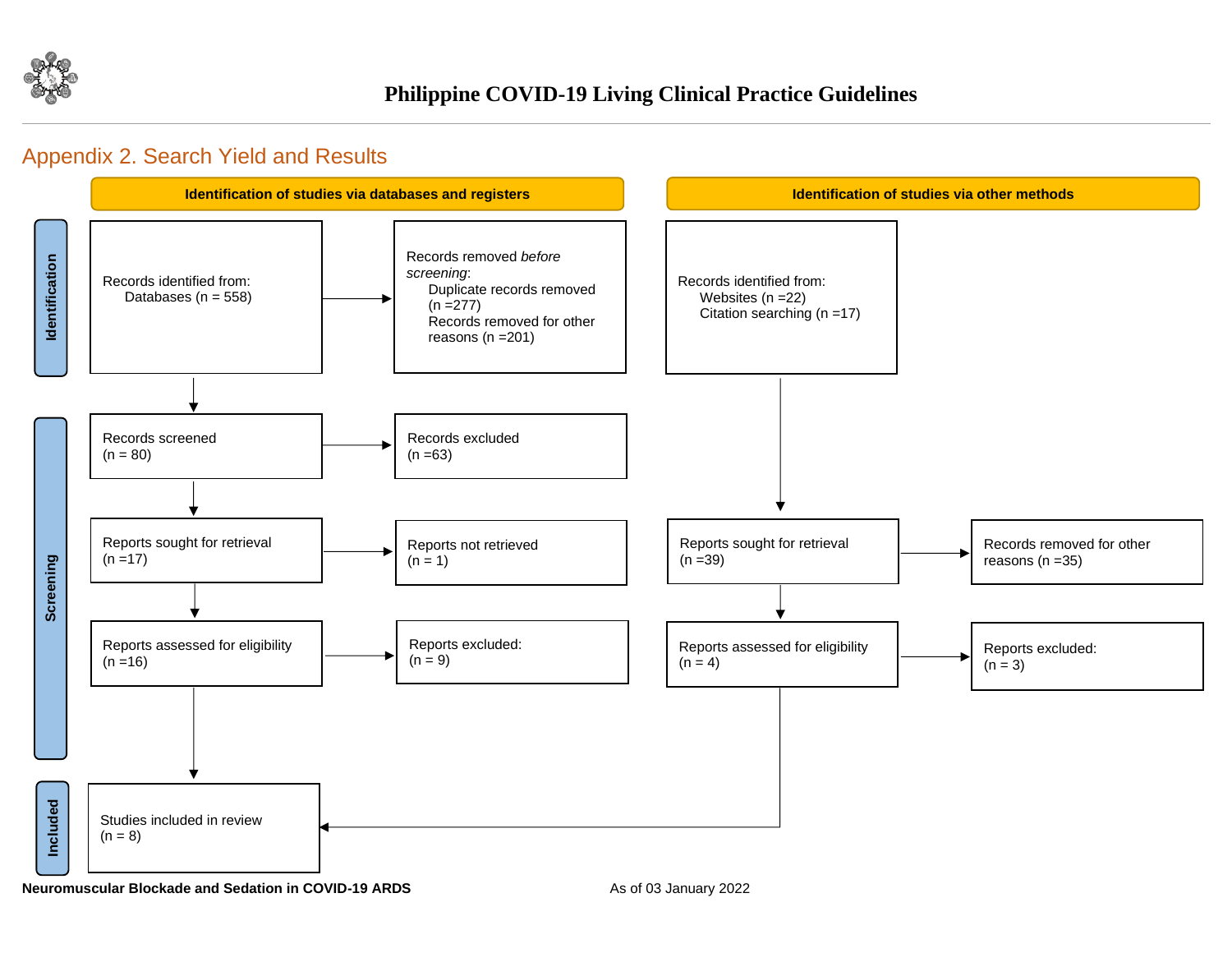## Appendix 2. Search Yield and Results

**Identification of studies via databases and registers**

**Identification**

Records identified from:
Databases (n = 558)

Records removed *before screening*:
Duplicate records removed (n =277)
Records removed for other reasons (n =201)

**Screening**

Records screened
(n = 80)

Records excluded
(n =63)

Reports sought for retrieval
(n =17)

Reports not retrieved
(n = 1)

Reports assessed for eligibility
(n =16)

Reports excluded:
(n = 9)

**Identification of studies via other methods**

Records identified from:
Websites (n =22)
Citation searching (n =17)

Reports sought for retrieval
(n =39)

Records removed for other reasons (n =35)

Reports assessed for eligibility
(n = 4)

Reports excluded:
(n = 3)

**Included**

Studies included in review
(n = 8)

**Neuromuscular Blockade and Sedation in COVID-19 ARDS** As of 03 January 2022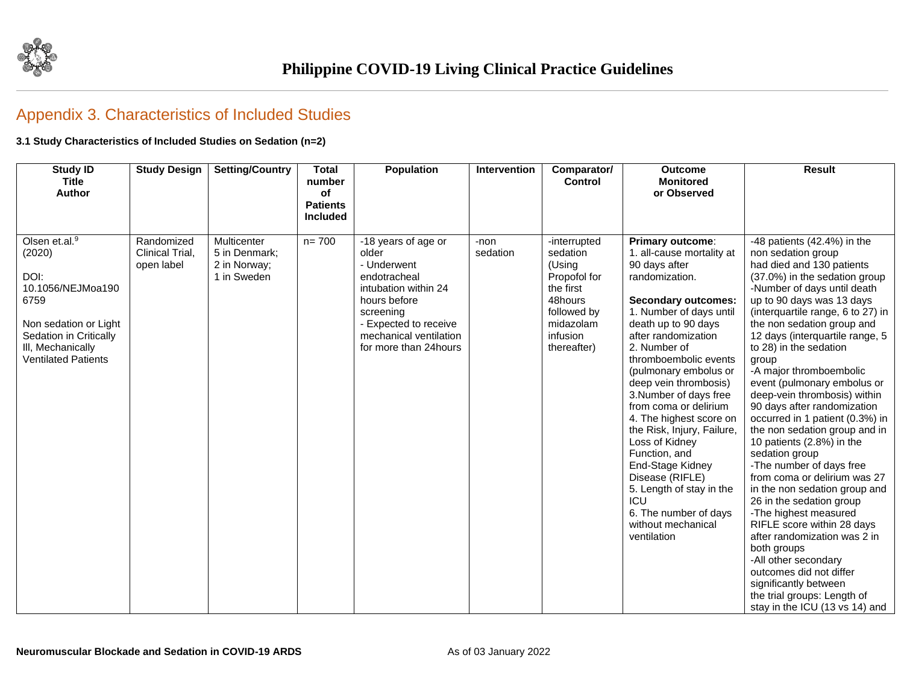## Appendix 3. Characteristics of Included Studies

**3.1 Study Characteristics of Included Studies on Sedation (n=2)**

| Study ID<br>Title<br>Author | Study Design | Setting/Country | Total number of Patients Included | Population | Intervention | Comparator/ Control | Outcome Monitored or Observed | Result |
|---|---|---|---|---|---|---|---|---|
| Olsen et.al.[9] (2020)<br><br>DOI: 10.1056/NEJMoa1906759<br><br>Non sedation or Light Sedation in Critically Ill, Mechanically Ventilated Patients | Randomized Clinical Trial, open label | Multicenter<br>5 in Denmark;<br>2 in Norway;<br>1 in Sweden | n= 700 | -18 years of age or older<br>- Underwent endotracheal intubation within 24 hours before screening<br>- Expected to receive mechanical ventilation for more than 24hours | -non sedation | -interrupted sedation (Using Propofol for the first 48hours followed by midazolam infusion thereafter) | **Primary outcome**:<br>1. all-cause mortality at 90 days after randomization.<br><br>**Secondary outcomes:**<br>1. Number of days until death up to 90 days after randomization<br>2. Number of thromboembolic events (pulmonary embolus or deep vein thrombosis)<br>3.Number of days free from coma or delirium<br>4. The highest score on the Risk, Injury, Failure, Loss of Kidney Function, and End-Stage Kidney Disease (RIFLE)<br>5. Length of stay in the ICU<br>6. The number of days without mechanical ventilation | -48 patients (42.4%) in the non sedation group had died and 130 patients (37.0%) in the sedation group<br>-Number of days until death up to 90 days was 13 days (interquartile range, 6 to 27) in the non sedation group and 12 days (interquartile range, 5 to 28) in the sedation group<br>-A major thromboembolic event (pulmonary embolus or deep-vein thrombosis) within 90 days after randomization occurred in 1 patient (0.3%) in the non sedation group and in 10 patients (2.8%) in the sedation group<br>-The number of days free from coma or delirium was 27 in the non sedation group and 26 in the sedation group<br>-The highest measured RIFLE score within 28 days after randomization was 2 in both groups<br>-All other secondary outcomes did not differ significantly between the trial groups: Length of stay in the ICU (13 vs 14) and |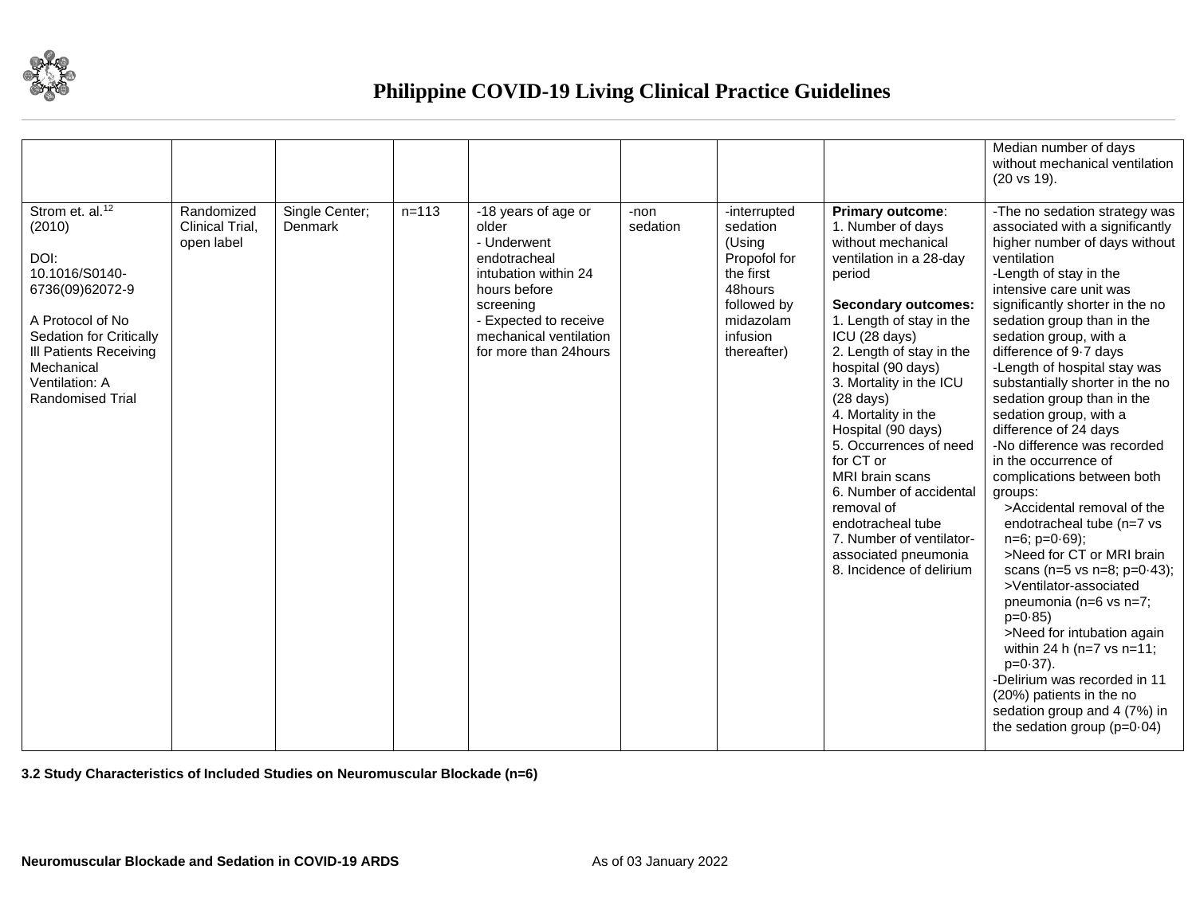| | | | | | | | | |
|---|---|---|---|---|---|---|---|---|
| | | | | | | | | Median number of days without mechanical ventilation (20 vs 19). |
| Strom et. al.[12] (2010)<br><br>DOI: 10.1016/S0140-6736(09)62072-9<br><br>A Protocol of No Sedation for Critically Ill Patients Receiving Mechanical Ventilation: A Randomised Trial | Randomized Clinical Trial, open label | Single Center; Denmark | n=113 | -18 years of age or older<br>- Underwent endotracheal intubation within 24 hours before screening<br>- Expected to receive mechanical ventilation for more than 24hours | -non sedation | -interrupted sedation (Using Propofol for the first 48hours followed by midazolam infusion thereafter) | **Primary outcome**:<br>1. Number of days without mechanical ventilation in a 28-day period<br><br>**Secondary outcomes:**<br>1. Length of stay in the ICU (28 days)<br>2. Length of stay in the hospital (90 days)<br>3. Mortality in the ICU (28 days)<br>4. Mortality in the Hospital (90 days)<br>5. Occurrences of need for CT or MRI brain scans<br>6. Number of accidental removal of endotracheal tube<br>7. Number of ventilator-associated pneumonia<br>8. Incidence of delirium | -The no sedation strategy was associated with a significantly higher number of days without ventilation<br>-Length of stay in the intensive care unit was significantly shorter in the no sedation group than in the sedation group, with a difference of 9·7 days<br>-Length of hospital stay was substantially shorter in the no sedation group than in the sedation group, with a difference of 24 days<br>-No difference was recorded in the occurrence of complications between both groups:<br>>Accidental removal of the endotracheal tube (n=7 vs n=6; p=0·69);<br>>Need for CT or MRI brain scans (n=5 vs n=8; p=0·43);<br>>Ventilator-associated pneumonia (n=6 vs n=7; p=0·85)<br>>Need for intubation again within 24 h (n=7 vs n=11; p=0·37).<br>-Delirium was recorded in 11 (20%) patients in the no sedation group and 4 (7%) in the sedation group (p=0·04) |

**3.2 Study Characteristics of Included Studies on Neuromuscular Blockade (n=6)**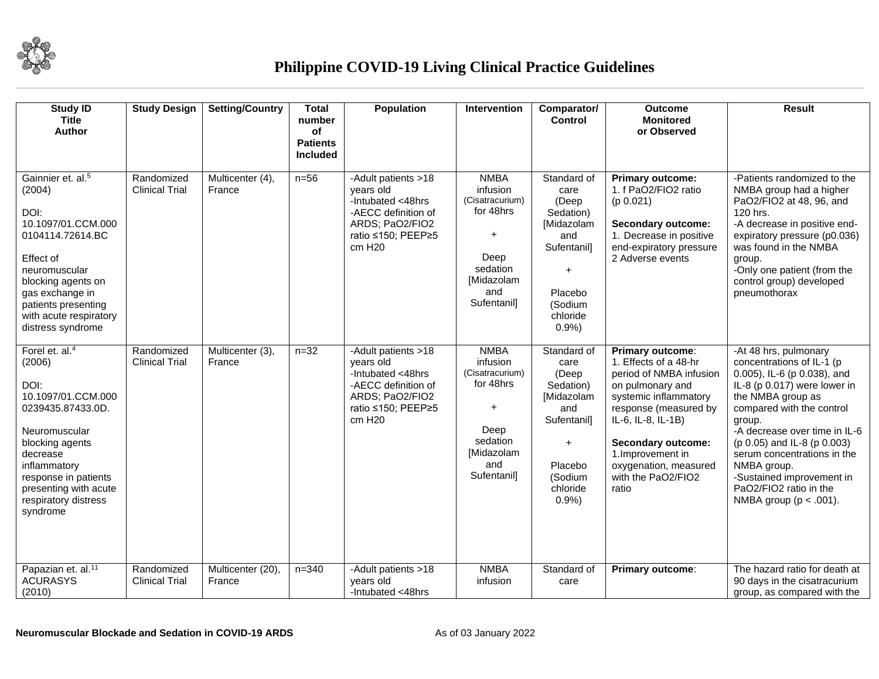| Study ID<br>Title<br>Author | Study Design | Setting/Country | Total number of Patients Included | Population | Intervention | Comparator/ Control | Outcome Monitored or Observed | Result |
|---|---|---|---|---|---|---|---|---|
| Gainnier et. al.[5] (2004)<br><br>DOI: 10.1097/01.CCM.0000104114.72614.BC<br><br>Effect of neuromuscular blocking agents on gas exchange in patients presenting with acute respiratory distress syndrome | Randomized Clinical Trial | Multicenter (4), France | n=56 | -Adult patients >18 years old<br>-Intubated <48hrs<br>-AECC definition of ARDS; PaO2/FIO2 ratio ≤150; PEEP≥5 cm H20 | NMBA infusion (Cisatracurium) for 48hrs<br><br>+<br><br>Deep sedation [Midazolam and Sufentanil] | Standard of care (Deep Sedation) [Midazolam and Sufentanil]<br><br>+<br><br>Placebo (Sodium chloride 0.9%) | **Primary outcome:**<br>1. f PaO2/FIO2 ratio (p 0.021)<br><br>**Secondary outcome:**<br>1. Decrease in positive end-expiratory pressure<br>2 Adverse events | -Patients randomized to the NMBA group had a higher PaO2/FIO2 at 48, 96, and 120 hrs.<br>-A decrease in positive end-expiratory pressure (p0.036) was found in the NMBA group.<br>-Only one patient (from the control group) developed pneumothorax |
| Forel et. al.[4] (2006)<br><br>DOI: 10.1097/01.CCM.0000239435.87433.0D.<br><br>Neuromuscular blocking agents decrease inflammatory response in patients presenting with acute respiratory distress syndrome | Randomized Clinical Trial | Multicenter (3), France | n=32 | -Adult patients >18 years old<br>-Intubated <48hrs<br>-AECC definition of ARDS; PaO2/FIO2 ratio ≤150; PEEP≥5 cm H20 | NMBA infusion (Cisatracurium) for 48hrs<br><br>+<br><br>Deep sedation [Midazolam and Sufentanil] | Standard of care (Deep Sedation) [Midazolam and Sufentanil]<br><br>+<br><br>Placebo (Sodium chloride 0.9%) | **Primary outcome**:<br>1. Effects of a 48-hr period of NMBA infusion on pulmonary and systemic inflammatory response (measured by IL-6, IL-8, IL-1B)<br><br>**Secondary outcome:**<br>1.Improvement in oxygenation, measured with the PaO2/FIO2 ratio | -At 48 hrs, pulmonary concentrations of IL-1 (p 0.005), IL-6 (p 0.038), and IL-8 (p 0.017) were lower in the NMBA group as compared with the control group.<br>-A decrease over time in IL-6 (p 0.05) and IL-8 (p 0.003) serum concentrations in the NMBA group.<br>-Sustained improvement in PaO2/FIO2 ratio in the NMBA group (p < .001). |
| Papazian et. al.[11] ACURASYS (2010) | Randomized Clinical Trial | Multicenter (20), France | n=340 | -Adult patients >18 years old<br>-Intubated <48hrs | NMBA infusion | Standard of care | **Primary outcome**: | The hazard ratio for death at 90 days in the cisatracurium group, as compared with the |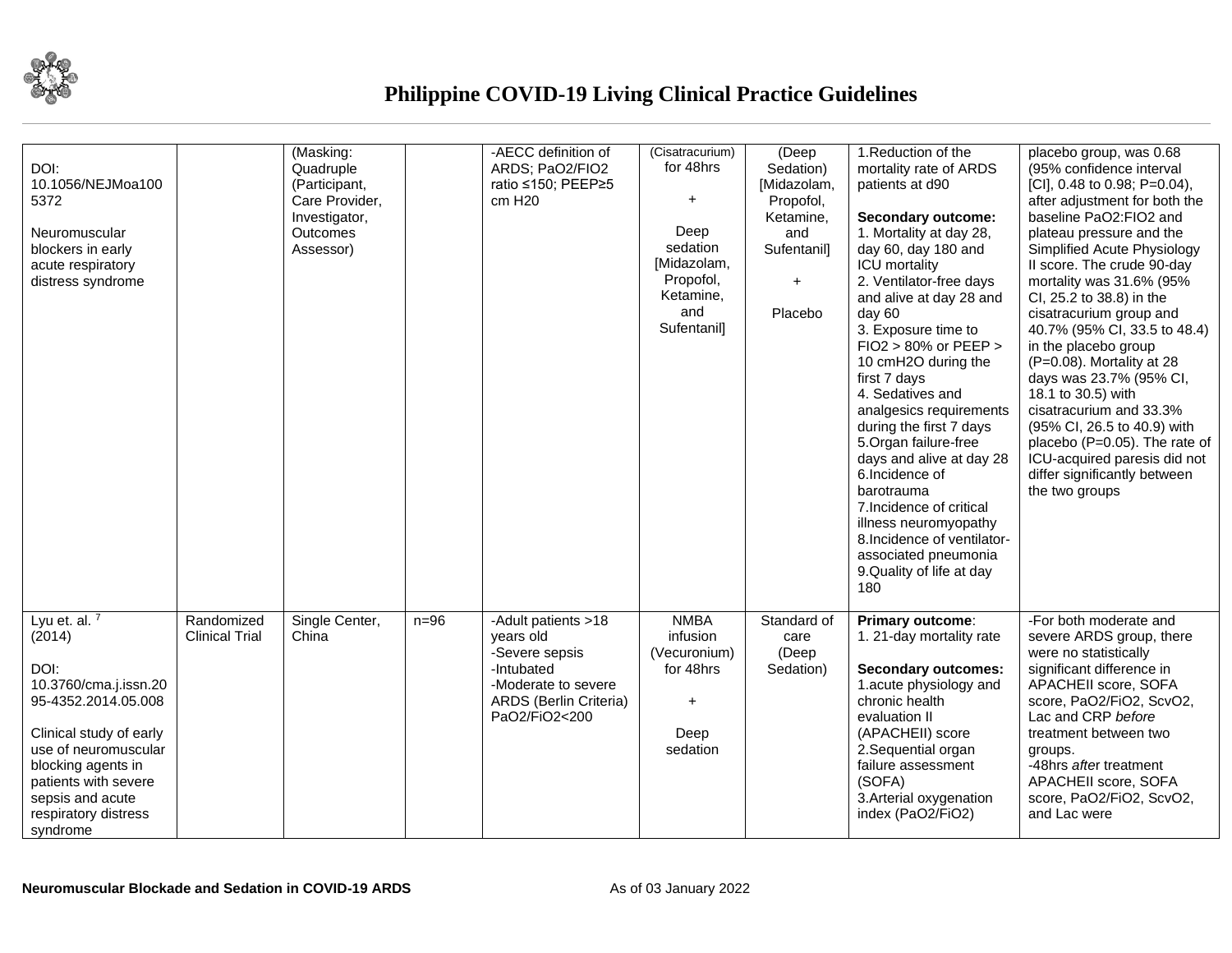| | | | | | | | | |
|---|---|---|---|---|---|---|---|---|
| DOI: 10.1056/NEJMoa1005372<br><br>Neuromuscular blockers in early acute respiratory distress syndrome | | (Masking: Quadruple (Participant, Care Provider, Investigator, Outcomes Assessor) | | -AECC definition of ARDS; PaO2/FIO2 ratio ≤150; PEEP≥5 cm H20 | (Cisatracurium) for 48hrs<br><br>+<br><br>Deep sedation [Midazolam, Propofol, Ketamine, and Sufentanil] | (Deep Sedation) [Midazolam, Propofol, Ketamine, and Sufentanil]<br><br>+<br><br>Placebo | 1.Reduction of the mortality rate of ARDS patients at d90<br><br>**Secondary outcome:**<br>1. Mortality at day 28, day 60, day 180 and ICU mortality<br>2. Ventilator-free days and alive at day 28 and day 60<br>3. Exposure time to FIO2 > 80% or PEEP > 10 cmH2O during the first 7 days<br>4. Sedatives and analgesics requirements during the first 7 days<br>5.Organ failure-free days and alive at day 28<br>6.Incidence of barotrauma<br>7.Incidence of critical illness neuromyopathy<br>8.Incidence of ventilator-associated pneumonia<br>9.Quality of life at day 180 | placebo group, was 0.68 (95% confidence interval [CI], 0.48 to 0.98; P=0.04), after adjustment for both the baseline PaO2:FIO2 and plateau pressure and the Simplified Acute Physiology II score. The crude 90-day mortality was 31.6% (95% CI, 25.2 to 38.8) in the cisatracurium group and 40.7% (95% CI, 33.5 to 48.4) in the placebo group (P=0.08). Mortality at 28 days was 23.7% (95% CI, 18.1 to 30.5) with cisatracurium and 33.3% (95% CI, 26.5 to 40.9) with placebo (P=0.05). The rate of ICU-acquired paresis did not differ significantly between the two groups |
| Lyu et. al. [7] (2014)<br><br>DOI: 10.3760/cma.j.issn.2095-4352.2014.05.008<br><br>Clinical study of early use of neuromuscular blocking agents in patients with severe sepsis and acute respiratory distress syndrome | Randomized Clinical Trial | Single Center, China | n=96 | -Adult patients >18 years old<br>-Severe sepsis<br>-Intubated<br>-Moderate to severe ARDS (Berlin Criteria) PaO2/FiO2<200 | NMBA infusion (Vecuronium) for 48hrs<br><br>+<br><br>Deep sedation | Standard of care (Deep Sedation) | **Primary outcome**:<br>1. 21-day mortality rate<br><br>**Secondary outcomes:**<br>1.acute physiology and chronic health evaluation II (APACHEII) score<br>2.Sequential organ failure assessment (SOFA)<br>3.Arterial oxygenation index (PaO2/FiO2) | -For both moderate and severe ARDS group, there were no statistically significant difference in APACHEII score, SOFA score, PaO2/FiO2, ScvO2, Lac and CRP *before* treatment between two groups.<br>-48hrs *afte*r treatment APACHEII score, SOFA score, PaO2/FiO2, ScvO2, and Lac were |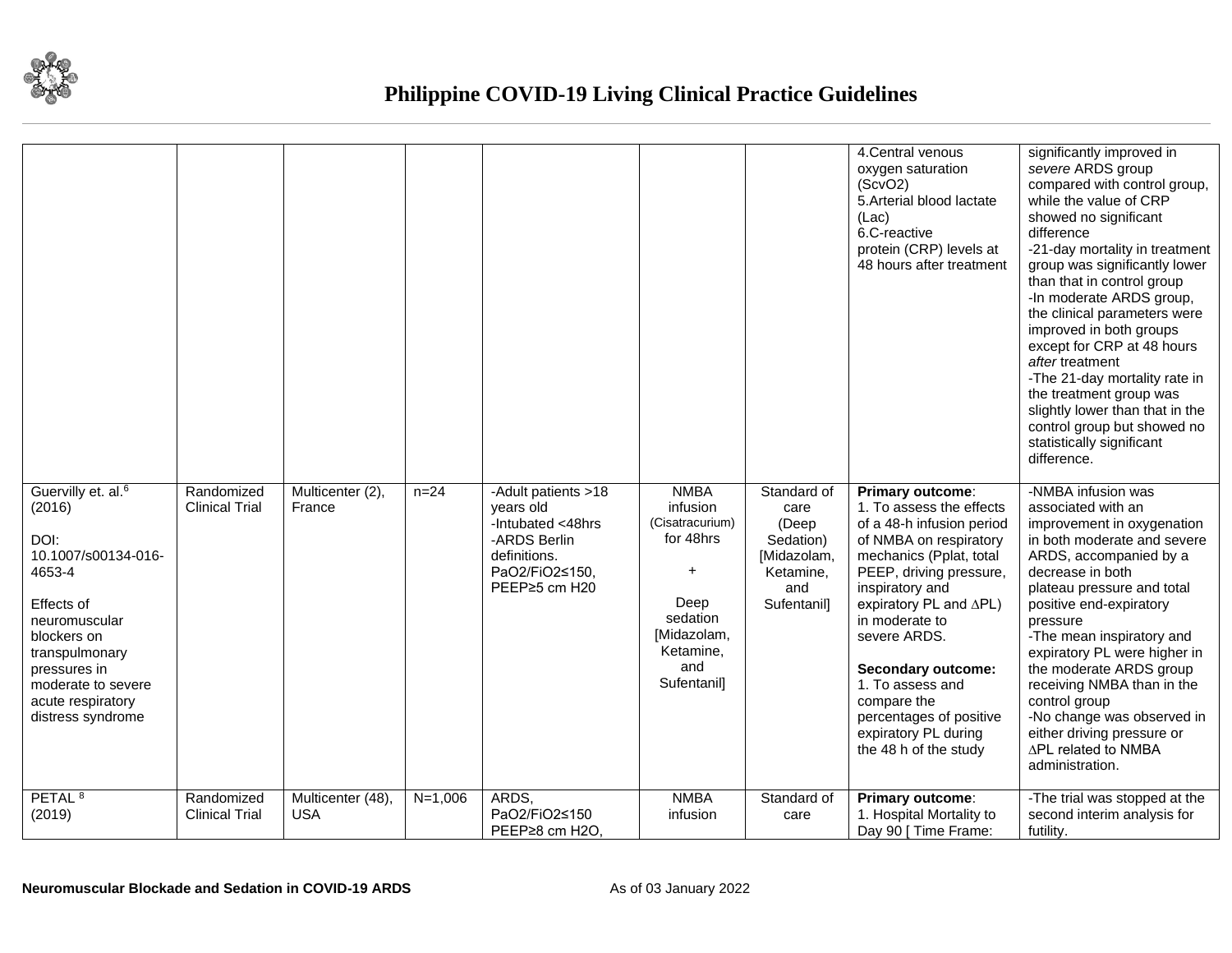| | | | | | | | | |
|---|---|---|---|---|---|---|---|---|
| | | | | | | | 4.Central venous oxygen saturation (ScvO2)<br>5.Arterial blood lactate (Lac)<br>6.C-reactive protein (CRP) levels at 48 hours after treatment | significantly improved in *severe* ARDS group compared with control group, while the value of CRP showed no significant difference<br>-21-day mortality in treatment group was significantly lower than that in control group<br>-In moderate ARDS group, the clinical parameters were improved in both groups except for CRP at 48 hours *after* treatment<br>-The 21-day mortality rate in the treatment group was slightly lower than that in the control group but showed no statistically significant difference. |
| Guervilly et. al.[6] (2016)<br><br>DOI: 10.1007/s00134-016-4653-4<br><br>Effects of neuromuscular blockers on transpulmonary pressures in moderate to severe acute respiratory distress syndrome | Randomized Clinical Trial | Multicenter (2), France | n=24 | -Adult patients >18 years old<br>-Intubated <48hrs<br>-ARDS Berlin definitions.<br>PaO2/FiO2≤150, PEEP≥5 cm H20 | NMBA infusion (Cisatracurium) for 48hrs<br><br>+<br><br>Deep sedation [Midazolam, Ketamine, and Sufentanil] | Standard of care (Deep Sedation) [Midazolam, Ketamine, and Sufentanil] | **Primary outcome**:<br>1. To assess the effects of a 48-h infusion period of NMBA on respiratory mechanics (Pplat, total PEEP, driving pressure, inspiratory and expiratory PL and ∆PL) in moderate to severe ARDS.<br><br>**Secondary outcome:**<br>1. To assess and compare the percentages of positive expiratory PL during the 48 h of the study | -NMBA infusion was associated with an improvement in oxygenation in both moderate and severe ARDS, accompanied by a decrease in both plateau pressure and total positive end-expiratory pressure<br>-The mean inspiratory and expiratory PL were higher in the moderate ARDS group receiving NMBA than in the control group<br>-No change was observed in either driving pressure or ∆PL related to NMBA administration. |
| PETAL[8] (2019) | Randomized Clinical Trial | Multicenter (48), USA | N=1,006 | ARDS,<br>PaO2/FiO2≤150<br>PEEP≥8 cm H2O, | NMBA infusion | Standard of care | **Primary outcome**:<br>1. Hospital Mortality to Day 90 [ Time Frame: | -The trial was stopped at the second interim analysis for futility. |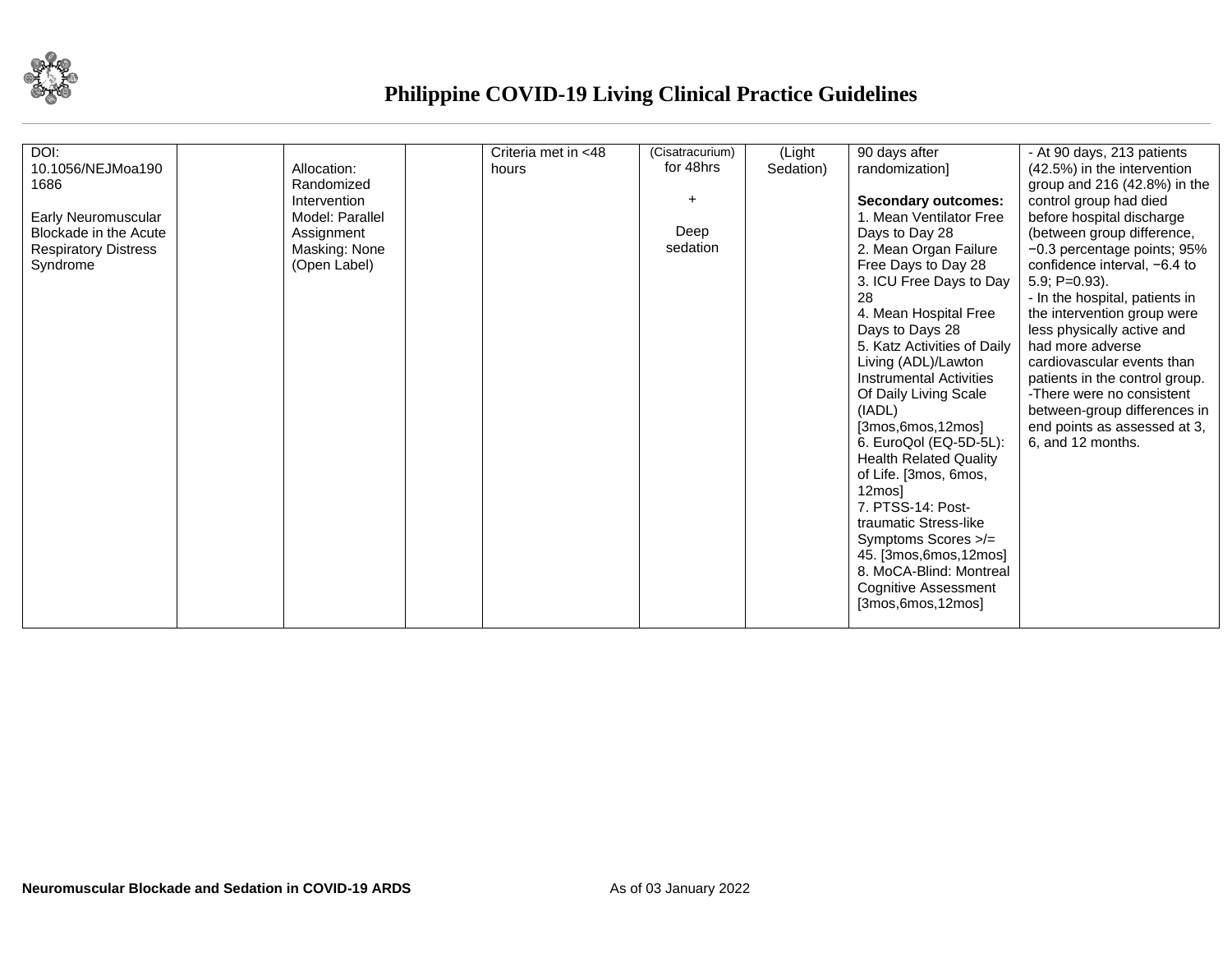| | | | | | | | | |
|---|---|---|---|---|---|---|---|---|
| DOI: 10.1056/NEJMoa1901686<br><br>Early Neuromuscular Blockade in the Acute Respiratory Distress Syndrome | | Allocation: Randomized<br>Intervention Model: Parallel Assignment<br>Masking: None (Open Label) | | Criteria met in <48 hours | (Cisatracurium) for 48hrs<br><br>+<br><br>Deep sedation | (Light Sedation) | 90 days after randomization]<br><br>**Secondary outcomes:**<br>1. Mean Ventilator Free Days to Day 28<br>2. Mean Organ Failure Free Days to Day 28<br>3. ICU Free Days to Day 28<br>4. Mean Hospital Free Days to Days 28<br>5. Katz Activities of Daily Living (ADL)/Lawton Instrumental Activities Of Daily Living Scale (IADL) [3mos,6mos,12mos]<br>6. EuroQol (EQ-5D-5L): Health Related Quality of Life. [3mos, 6mos, 12mos]<br>7. PTSS-14: Post-traumatic Stress-like Symptoms Scores >/= 45. [3mos,6mos,12mos]<br>8. MoCA-Blind: Montreal Cognitive Assessment [3mos,6mos,12mos] | - At 90 days, 213 patients (42.5%) in the intervention group and 216 (42.8%) in the control group had died before hospital discharge (between group difference, −0.3 percentage points; 95% confidence interval, −6.4 to 5.9; P=0.93).<br>- In the hospital, patients in the intervention group were less physically active and had more adverse cardiovascular events than patients in the control group.<br>-There were no consistent between-group differences in end points as assessed at 3, 6, and 12 months. |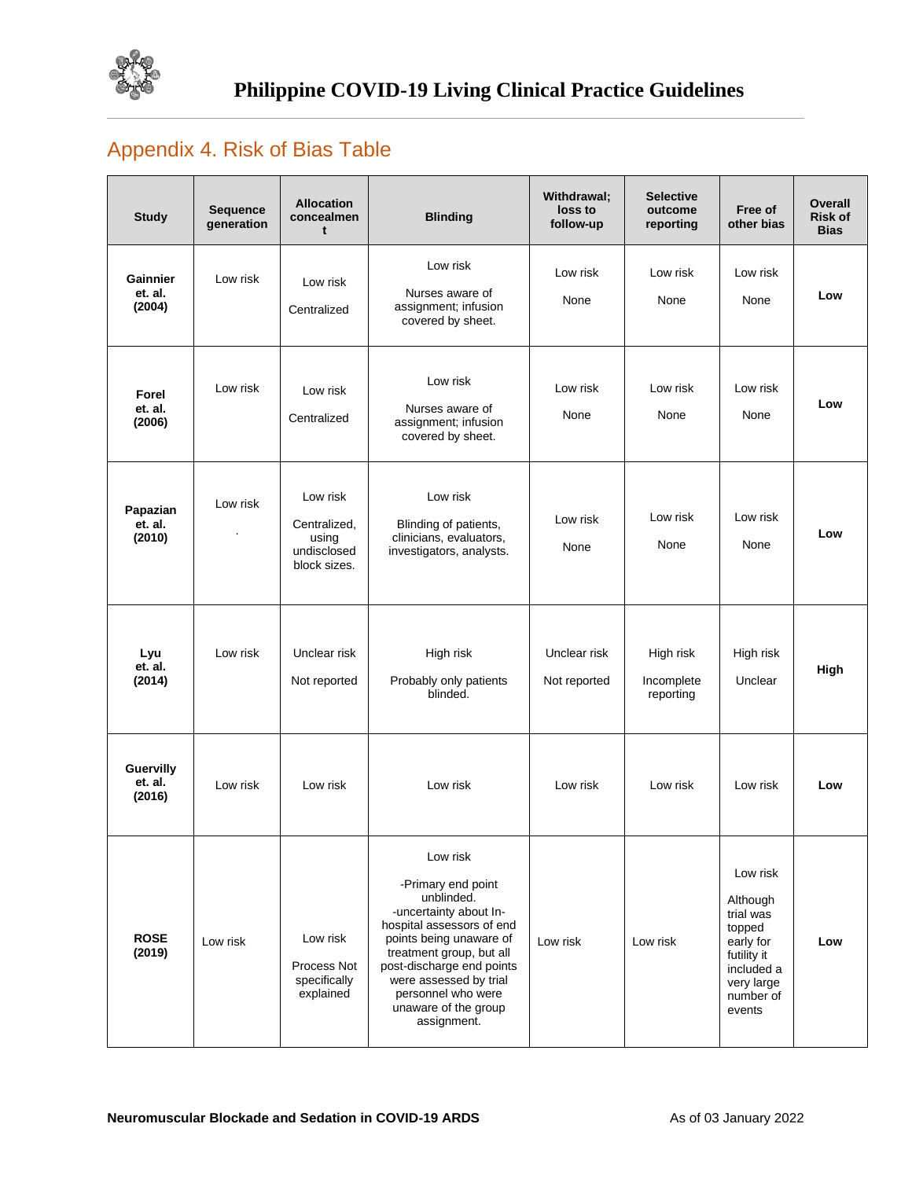## Appendix 4. Risk of Bias Table

| Study | Sequence generation | Allocation concealment | Blinding | Withdrawal; loss to follow-up | Selective outcome reporting | Free of other bias | Overall Risk of Bias |
|---|---|---|---|---|---|---|---|
| **Gainnier et. al. (2004)** | Low risk | Low risk<br><br>Centralized | Low risk<br><br>Nurses aware of assignment; infusion covered by sheet. | Low risk<br><br>None | Low risk<br><br>None | Low risk<br><br>None | **Low** |
| **Forel et. al. (2006)** | Low risk | Low risk<br><br>Centralized | Low risk<br><br>Nurses aware of assignment; infusion covered by sheet. | Low risk<br><br>None | Low risk<br><br>None | Low risk<br><br>None | **Low** |
| **Papazian et. al. (2010)** | Low risk<br><br>. | Low risk<br><br>Centralized, using undisclosed block sizes. | Low risk<br><br>Blinding of patients, clinicians, evaluators, investigators, analysts. | Low risk<br><br>None | Low risk<br><br>None | Low risk<br><br>None | **Low** |
| **Lyu et. al. (2014)** | Low risk | Unclear risk<br><br>Not reported | High risk<br><br>Probably only patients blinded. | Unclear risk<br><br>Not reported | High risk<br><br>Incomplete reporting | High risk<br><br>Unclear | **High** |
| **Guervilly et. al. (2016)** | Low risk | Low risk | Low risk | Low risk | Low risk | Low risk | **Low** |
| **ROSE (2019)** | Low risk | Low risk<br><br>Process Not specifically explained | Low risk<br><br>-Primary end point unblinded.<br>-uncertainty about In-hospital assessors of end points being unaware of treatment group, but all post-discharge end points were assessed by trial personnel who were unaware of the group assignment. | Low risk | Low risk | Low risk<br><br>Although trial was topped early for futility it included a very large number of events | **Low** |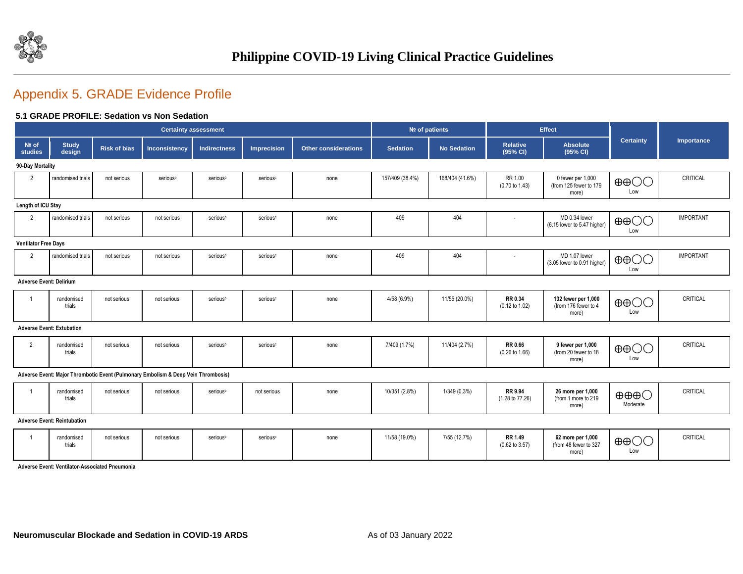# Appendix 5. GRADE Evidence Profile

### 5.1 GRADE PROFILE: Sedation vs Non Sedation

| Certainty assessment | | | | | | | № of patients | | Effect | | Certainty | Importance |
|---|---|---|---|---|---|---|---|---|---|---|---|---|
| № of studies | Study design | Risk of bias | Inconsistency | Indirectness | Imprecision | Other considerations | Sedation | No Sedation | Relative (95% CI) | Absolute (95% CI) | | |
| **90-Day Mortality** | | | | | | | | | | | | |
| 2 | randomised trials | not serious | serious[a] | serious[b] | serious[c] | none | 157/409 (38.4%) | 168/404 (41.6%) | RR 1.00 (0.70 to 1.43) | 0 fewer per 1,000 (from 125 fewer to 179 more) | ⊕⊕◯◯ Low | CRITICAL |
| **Length of ICU Stay** | | | | | | | | | | | | |
| 2 | randomised trials | not serious | not serious | serious[b] | serious[c] | none | 409 | 404 | - | MD 0.34 lower (6.15 lower to 5.47 higher) | ⊕⊕◯◯ Low | IMPORTANT |
| **Ventilator Free Days** | | | | | | | | | | | | |
| 2 | randomised trials | not serious | not serious | serious[b] | serious[c] | none | 409 | 404 | - | MD 1.07 lower (3.05 lower to 0.91 higher) | ⊕⊕◯◯ Low | IMPORTANT |
| **Adverse Event: Delirium** | | | | | | | | | | | | |
| 1 | randomised trials | not serious | not serious | serious[b] | serious[c] | none | 4/58 (6.9%) | 11/55 (20.0%) | **RR 0.34** (0.12 to 1.02) | **132 fewer per 1,000** (from 176 fewer to 4 more) | ⊕⊕◯◯ Low | CRITICAL |
| **Adverse Event: Extubation** | | | | | | | | | | | | |
| 2 | randomised trials | not serious | not serious | serious[b] | serious[c] | none | 7/409 (1.7%) | 11/404 (2.7%) | **RR 0.66** (0.26 to 1.66) | **9 fewer per 1,000** (from 20 fewer to 18 more) | ⊕⊕◯◯ Low | CRITICAL |
| **Adverse Event: Major Thrombotic Event (Pulmonary Embolism & Deep Vein Thrombosis)** | | | | | | | | | | | | |
| 1 | randomised trials | not serious | not serious | serious[b] | not serious | none | 10/351 (2.8%) | 1/349 (0.3%) | **RR 9.94** (1.28 to 77.26) | **26 more per 1,000** (from 1 more to 219 more) | ⊕⊕⊕◯ Moderate | CRITICAL |
| **Adverse Event: Reintubation** | | | | | | | | | | | | |
| 1 | randomised trials | not serious | not serious | serious[b] | serious[c] | none | 11/58 (19.0%) | 7/55 (12.7%) | **RR 1.49** (0.62 to 3.57) | **62 more per 1,000** (from 48 fewer to 327 more) | ⊕⊕◯◯ Low | CRITICAL |
| **Adverse Event: Ventilator-Associated Pneumonia** | | | | | | | | | | | | |

**Neuromuscular Blockade and Sedation in COVID-19 ARDS** As of 03 January 2022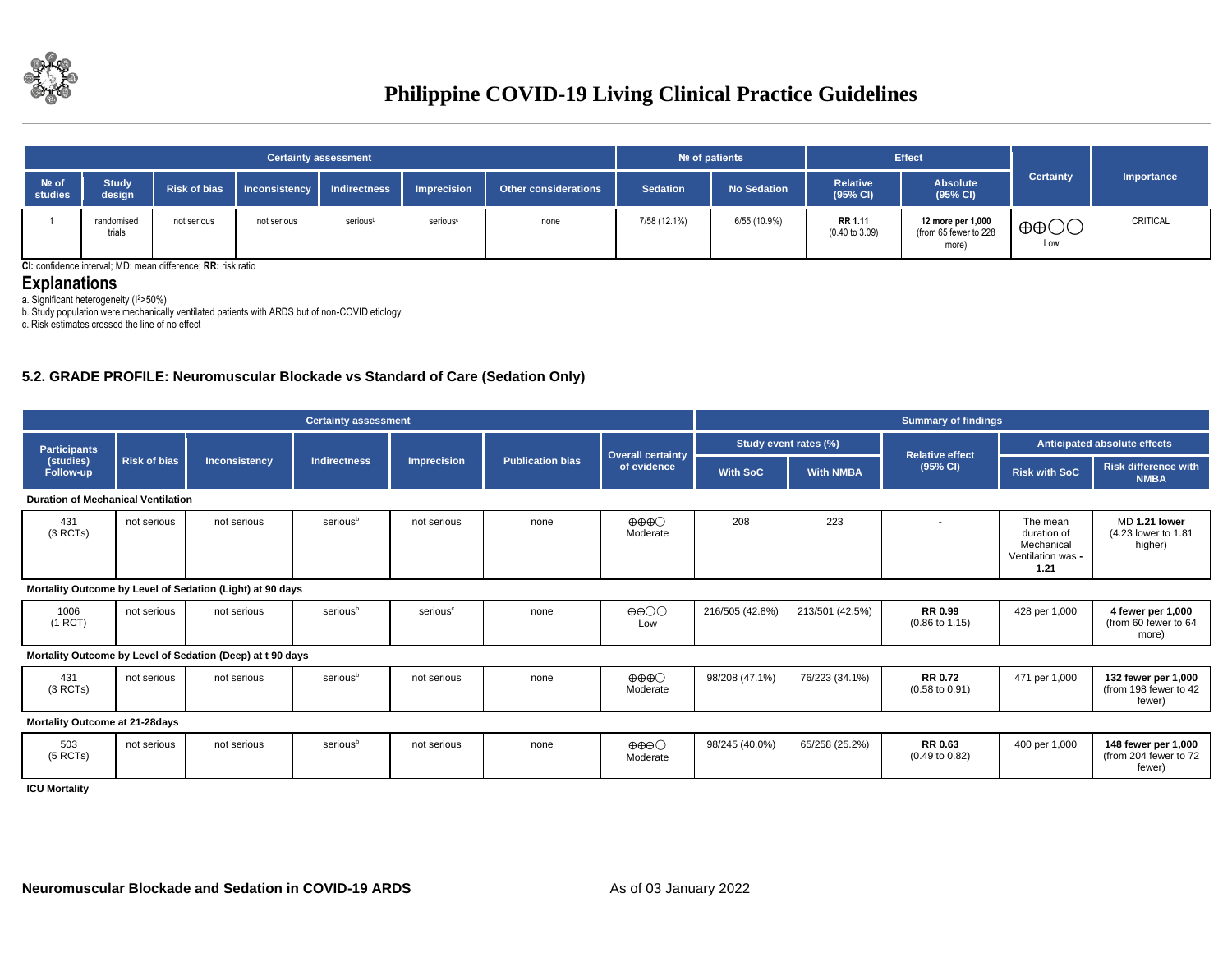| Certainty assessment | | | | | | | № of patients | | Effect | | Certainty | Importance |
|---|---|---|---|---|---|---|---|---|---|---|---|---|
| № of studies | Study design | Risk of bias | Inconsistency | Indirectness | Imprecision | Other considerations | Sedation | No Sedation | Relative (95% CI) | Absolute (95% CI) | | |
| 1 | randomised trials | not serious | not serious | serious[b] | serious[c] | none | 7/58 (12.1%) | 6/55 (10.9%) | **RR 1.11** (0.40 to 3.09) | **12 more per 1,000** (from 65 fewer to 228 more) | ⊕⊕◯◯ Low | CRITICAL |

**CI:** confidence interval; MD: mean difference; **RR:** risk ratio

## Explanations

a. Significant heterogeneity ($I^2$>50%)
b. Study population were mechanically ventilated patients with ARDS but of non-COVID etiology
c. Risk estimates crossed the line of no effect

### 5.2. GRADE PROFILE: Neuromuscular Blockade vs Standard of Care (Sedation Only)

| Certainty assessment | | | | | | | Summary of findings | | | | |
|---|---|---|---|---|---|---|---|---|---|---|---|
| Participants (studies) Follow-up | Risk of bias | Inconsistency | Indirectness | Imprecision | Publication bias | Overall certainty of evidence | Study event rates (%) | | Relative effect (95% CI) | Anticipated absolute effects | |
| | | | | | | | With SoC | With NMBA | | Risk with SoC | Risk difference with NMBA |
| **Duration of Mechanical Ventilation** | | | | | | | | | | | |
| 431 (3 RCTs) | not serious | not serious | serious[b] | not serious | none | ⊕⊕⊕◯ Moderate | 208 | 223 | - | The mean duration of Mechanical Ventilation was **- 1.21** | MD **1.21 lower** (4.23 lower to 1.81 higher) |
| **Mortality Outcome by Level of Sedation (Light) at 90 days** | | | | | | | | | | | |
| 1006 (1 RCT) | not serious | not serious | serious[b] | serious[c] | none | ⊕⊕◯◯ Low | 216/505 (42.8%) | 213/501 (42.5%) | **RR 0.99** (0.86 to 1.15) | 428 per 1,000 | **4 fewer per 1,000** (from 60 fewer to 64 more) |
| **Mortality Outcome by Level of Sedation (Deep) at t 90 days** | | | | | | | | | | | |
| 431 (3 RCTs) | not serious | not serious | serious[b] | not serious | none | ⊕⊕⊕◯ Moderate | 98/208 (47.1%) | 76/223 (34.1%) | **RR 0.72** (0.58 to 0.91) | 471 per 1,000 | **132 fewer per 1,000** (from 198 fewer to 42 fewer) |
| **Mortality Outcome at 21-28days** | | | | | | | | | | | |
| 503 (5 RCTs) | not serious | not serious | serious[b] | not serious | none | ⊕⊕⊕◯ Moderate | 98/245 (40.0%) | 65/258 (25.2%) | **RR 0.63** (0.49 to 0.82) | 400 per 1,000 | **148 fewer per 1,000** (from 204 fewer to 72 fewer) |
| **ICU Mortality** | | | | | | | | | | | |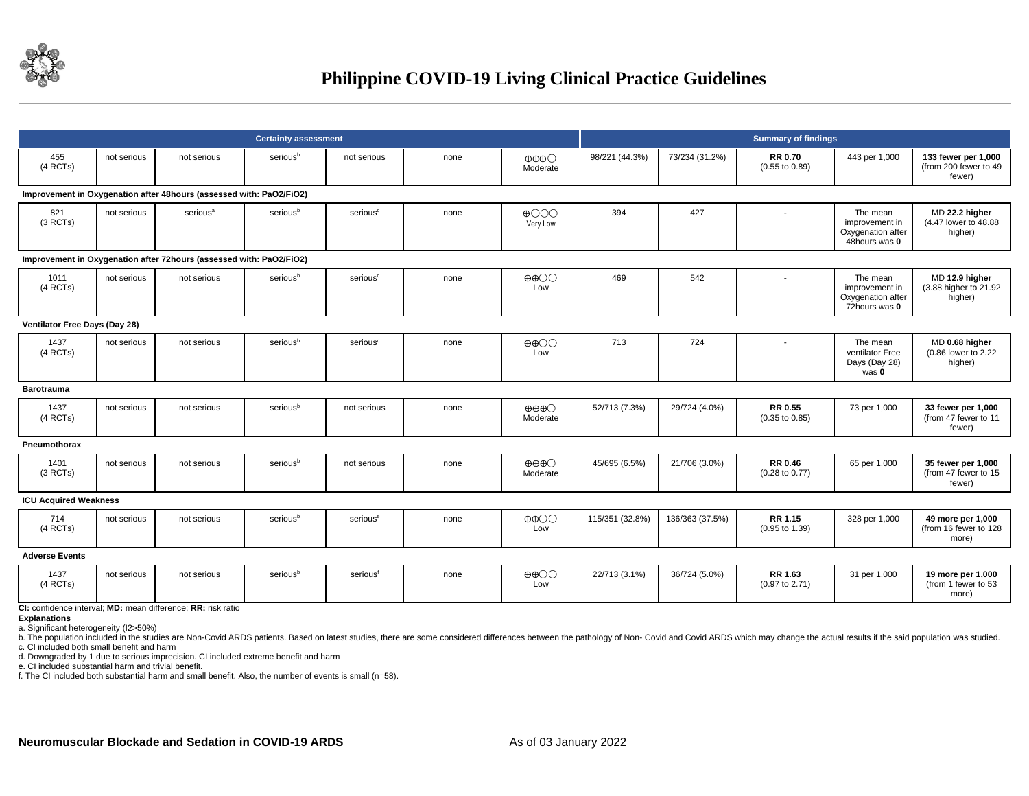| Certainty assessment | | | | | | | Summary of findings | | | | |
|---|---|---|---|---|---|---|---|---|---|---|---|
| 455 (4 RCTs) | not serious | not serious | serious[b] | not serious | none | ⊕⊕⊕◯ Moderate | 98/221 (44.3%) | 73/234 (31.2%) | **RR 0.70** (0.55 to 0.89) | 443 per 1,000 | **133 fewer per 1,000** (from 200 fewer to 49 fewer) |
| **Improvement in Oxygenation after 48hours (assessed with: PaO2/FiO2)** | | | | | | | | | | | |
| 821 (3 RCTs) | not serious | serious[a] | serious[b] | serious[c] | none | ⊕◯◯◯ Very Low | 394 | 427 | - | The mean improvement in Oxygenation after 48hours was **0** | MD **22.2 higher** (4.47 lower to 48.88 higher) |
| **Improvement in Oxygenation after 72hours (assessed with: PaO2/FiO2)** | | | | | | | | | | | |
| 1011 (4 RCTs) | not serious | not serious | serious[b] | serious[c] | none | ⊕⊕◯◯ Low | 469 | 542 | - | The mean improvement in Oxygenation after 72hours was **0** | MD **12.9 higher** (3.88 higher to 21.92 higher) |
| **Ventilator Free Days (Day 28)** | | | | | | | | | | | |
| 1437 (4 RCTs) | not serious | not serious | serious[b] | serious[c] | none | ⊕⊕◯◯ Low | 713 | 724 | - | The mean ventilator Free Days (Day 28) was **0** | MD **0.68 higher** (0.86 lower to 2.22 higher) |
| **Barotrauma** | | | | | | | | | | | |
| 1437 (4 RCTs) | not serious | not serious | serious[b] | not serious | none | ⊕⊕⊕◯ Moderate | 52/713 (7.3%) | 29/724 (4.0%) | **RR 0.55** (0.35 to 0.85) | 73 per 1,000 | **33 fewer per 1,000** (from 47 fewer to 11 fewer) |
| **Pneumothorax** | | | | | | | | | | | |
| 1401 (3 RCTs) | not serious | not serious | serious[b] | not serious | none | ⊕⊕⊕◯ Moderate | 45/695 (6.5%) | 21/706 (3.0%) | **RR 0.46** (0.28 to 0.77) | 65 per 1,000 | **35 fewer per 1,000** (from 47 fewer to 15 fewer) |
| **ICU Acquired Weakness** | | | | | | | | | | | |
| 714 (4 RCTs) | not serious | not serious | serious[b] | serious[e] | none | ⊕⊕◯◯ Low | 115/351 (32.8%) | 136/363 (37.5%) | **RR 1.15** (0.95 to 1.39) | 328 per 1,000 | **49 more per 1,000** (from 16 fewer to 128 more) |
| **Adverse Events** | | | | | | | | | | | |
| 1437 (4 RCTs) | not serious | not serious | serious[b] | serious[f] | none | ⊕⊕◯◯ Low | 22/713 (3.1%) | 36/724 (5.0%) | **RR 1.63** (0.97 to 2.71) | 31 per 1,000 | **19 more per 1,000** (from 1 fewer to 53 more) |

**CI:** confidence interval; **MD:** mean difference; **RR:** risk ratio

**Explanations**

a. Significant heterogeneity (I2>50%)

b. The population included in the studies are Non-Covid ARDS patients. Based on latest studies, there are some considered differences between the pathology of Non- Covid and Covid ARDS which may change the actual results if the said population was studied.

c. CI included both small benefit and harm

d. Downgraded by 1 due to serious imprecision. CI included extreme benefit and harm

e. CI included substantial harm and trivial benefit.

f. The CI included both substantial harm and small benefit. Also, the number of events is small (n=58).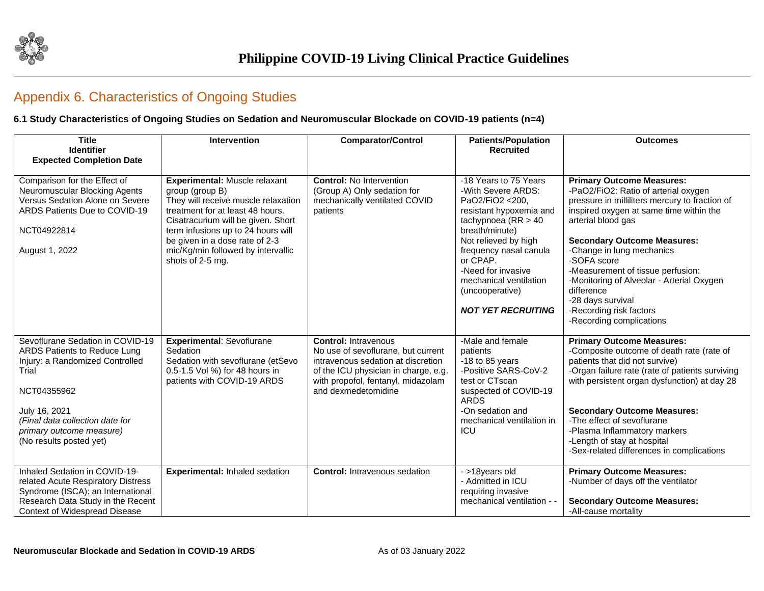## Appendix 6. Characteristics of Ongoing Studies

### 6.1 Study Characteristics of Ongoing Studies on Sedation and Neuromuscular Blockade on COVID-19 patients (n=4)

| Title<br>Identifier<br>Expected Completion Date | Intervention | Comparator/Control | Patients/Population Recruited | Outcomes |
|---|---|---|---|---|
| Comparison for the Effect of Neuromuscular Blocking Agents Versus Sedation Alone on Severe ARDS Patients Due to COVID-19<br><br>NCT04922814<br><br>August 1, 2022 | **Experimental:** Muscle relaxant group (group B)<br>They will receive muscle relaxation treatment for at least 48 hours. Cisatracurium will be given. Short term infusions up to 24 hours will be given in a dose rate of 2-3 mic/Kg/min followed by intervallic shots of 2-5 mg. | **Control:** No Intervention (Group A) Only sedation for mechanically ventilated COVID patients | -18 Years to 75 Years<br>-With Severe ARDS: PaO2/FiO2 <200, resistant hypoxemia and tachypnoea (RR > 40 breath/minute)<br>Not relieved by high frequency nasal canula or CPAP.<br>-Need for invasive mechanical ventilation (uncooperative)<br><br>***NOT YET RECRUITING*** | **Primary Outcome Measures:**<br>-PaO2/FiO2: Ratio of arterial oxygen pressure in milliliters mercury to fraction of inspired oxygen at same time within the arterial blood gas<br><br>**Secondary Outcome Measures:**<br>-Change in lung mechanics<br>-SOFA score<br>-Measurement of tissue perfusion:<br>-Monitoring of Alveolar - Arterial Oxygen difference<br>-28 days survival<br>-Recording risk factors<br>-Recording complications |
| Sevoflurane Sedation in COVID-19 ARDS Patients to Reduce Lung Injury: a Randomized Controlled Trial<br><br>NCT04355962<br><br>July 16, 2021<br>*(Final data collection date for primary outcome measure)*<br>(No results posted yet) | **Experimental**: Sevoflurane Sedation<br>Sedation with sevoflurane (etSevo 0.5-1.5 Vol %) for 48 hours in patients with COVID-19 ARDS | **Control:** Intravenous<br>No use of sevoflurane, but current intravenous sedation at discretion of the ICU physician in charge, e.g. with propofol, fentanyl, midazolam and dexmedetomidine | -Male and female patients<br>-18 to 85 years<br>-Positive SARS-CoV-2 test or CTscan suspected of COVID-19 ARDS<br>-On sedation and mechanical ventilation in ICU | **Primary Outcome Measures:**<br>-Composite outcome of death rate (rate of patients that did not survive)<br>-Organ failure rate (rate of patients surviving with persistent organ dysfunction) at day 28<br><br>**Secondary Outcome Measures:**<br>-The effect of sevoflurane<br>-Plasma Inflammatory markers<br>-Length of stay at hospital<br>-Sex-related differences in complications |
| Inhaled Sedation in COVID-19-related Acute Respiratory Distress Syndrome (ISCA): an International Research Data Study in the Recent Context of Widespread Disease | **Experimental:** Inhaled sedation | **Control:** Intravenous sedation | - >18years old<br>- Admitted in ICU requiring invasive mechanical ventilation - - | **Primary Outcome Measures:**<br>-Number of days off the ventilator<br><br>**Secondary Outcome Measures:**<br>-All-cause mortality |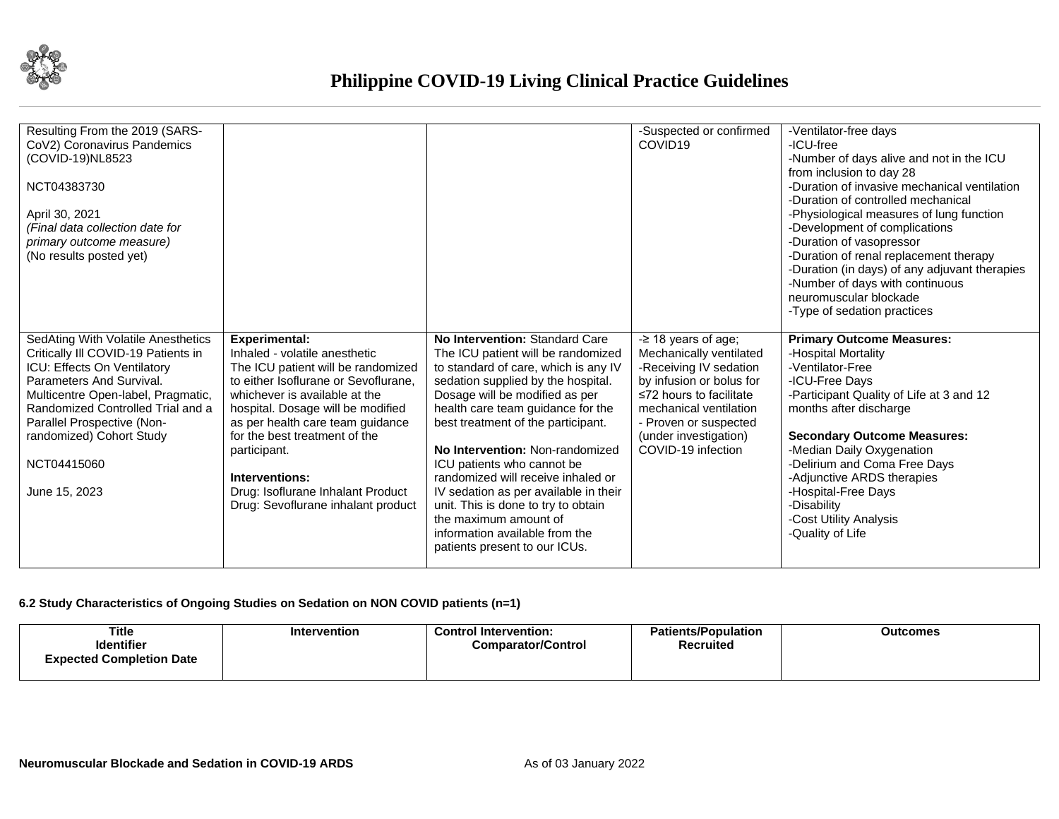| | | | | |
|---|---|---|---|---|
| Resulting From the 2019 (SARS-CoV2) Coronavirus Pandemics (COVID-19)NL8523<br><br>NCT04383730<br><br>April 30, 2021<br>*(Final data collection date for primary outcome measure)*<br>(No results posted yet) | | | -Suspected or confirmed COVID19 | -Ventilator-free days<br>-ICU-free<br>-Number of days alive and not in the ICU from inclusion to day 28<br>-Duration of invasive mechanical ventilation<br>-Duration of controlled mechanical<br>-Physiological measures of lung function<br>-Development of complications<br>-Duration of vasopressor<br>-Duration of renal replacement therapy<br>-Duration (in days) of any adjuvant therapies<br>-Number of days with continuous neuromuscular blockade<br>-Type of sedation practices |
| SedAting With Volatile Anesthetics Critically Ill COVID-19 Patients in ICU: Effects On Ventilatory Parameters And Survival. Multicentre Open-label, Pragmatic, Randomized Controlled Trial and a Parallel Prospective (Non-randomized) Cohort Study<br><br>NCT04415060<br><br>June 15, 2023 | **Experimental:**<br>Inhaled - volatile anesthetic<br>The ICU patient will be randomized to either Isoflurane or Sevoflurane, whichever is available at the hospital. Dosage will be modified as per health care team guidance for the best treatment of the participant.<br><br>**Interventions:**<br>Drug: Isoflurane Inhalant Product<br>Drug: Sevoflurane inhalant product | **No Intervention:** Standard Care<br>The ICU patient will be randomized to standard of care, which is any IV sedation supplied by the hospital. Dosage will be modified as per health care team guidance for the best treatment of the participant.<br><br>**No Intervention:** Non-randomized ICU patients who cannot be randomized will receive inhaled or IV sedation as per available in their unit. This is done to try to obtain the maximum amount of information available from the patients present to our ICUs. | -≥ 18 years of age; Mechanically ventilated<br>-Receiving IV sedation by infusion or bolus for ≤72 hours to facilitate mechanical ventilation<br>- Proven or suspected (under investigation) COVID-19 infection | **Primary Outcome Measures:**<br>-Hospital Mortality<br>-Ventilator-Free<br>-ICU-Free Days<br>-Participant Quality of Life at 3 and 12 months after discharge<br><br>**Secondary Outcome Measures:**<br>-Median Daily Oxygenation<br>-Delirium and Coma Free Days<br>-Adjunctive ARDS therapies<br>-Hospital-Free Days<br>-Disability<br>-Cost Utility Analysis<br>-Quality of Life |

**6.2 Study Characteristics of Ongoing Studies on Sedation on NON COVID patients (n=1)**

| Title<br>Identifier<br>Expected Completion Date | Intervention | Control Intervention:<br>Comparator/Control | Patients/Population Recruited | Outcomes |
|---|---|---|---|---|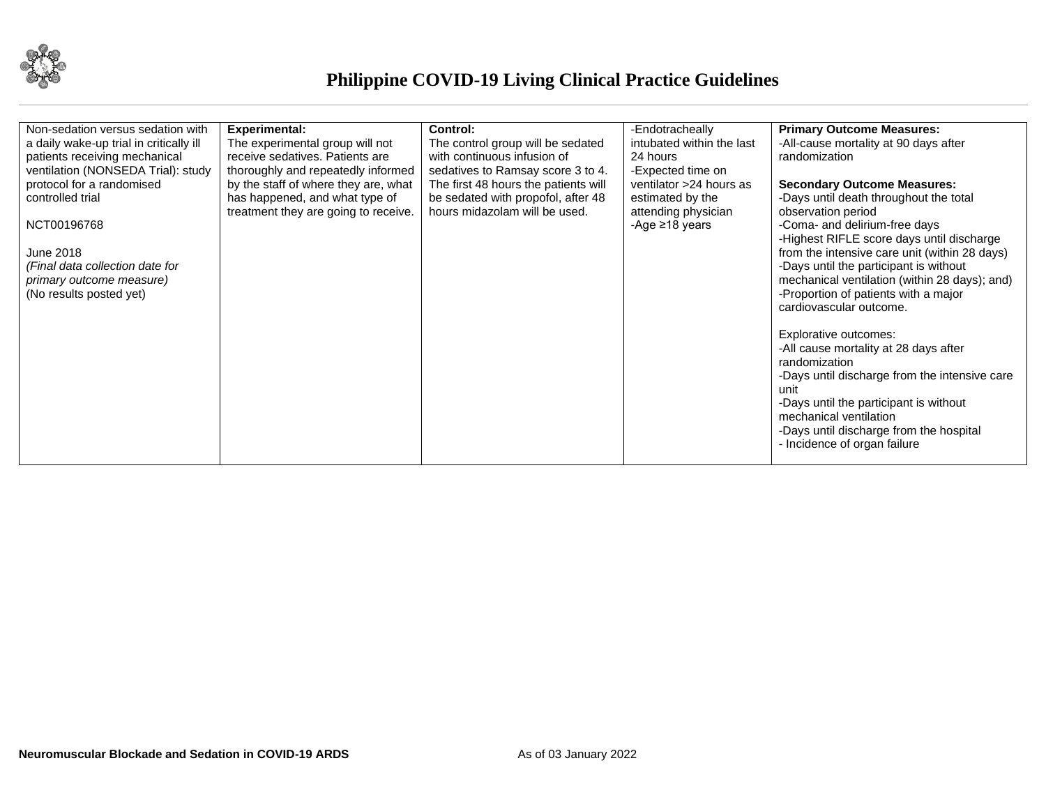| | | | | |
|---|---|---|---|---|
| Non-sedation versus sedation with a daily wake-up trial in critically ill patients receiving mechanical ventilation (NONSEDA Trial): study protocol for a randomised controlled trial<br><br>NCT00196768<br><br>June 2018<br>*(Final data collection date for primary outcome measure)*<br>(No results posted yet) | **Experimental:**<br>The experimental group will not receive sedatives. Patients are thoroughly and repeatedly informed by the staff of where they are, what has happened, and what type of treatment they are going to receive. | **Control:**<br>The control group will be sedated with continuous infusion of sedatives to Ramsay score 3 to 4. The first 48 hours the patients will be sedated with propofol, after 48 hours midazolam will be used. | -Endotracheally intubated within the last 24 hours<br>-Expected time on ventilator >24 hours as estimated by the attending physician<br>-Age ≥18 years | **Primary Outcome Measures:**<br>-All-cause mortality at 90 days after randomization<br><br>**Secondary Outcome Measures:**<br>-Days until death throughout the total observation period<br>-Coma- and delirium-free days<br>-Highest RIFLE score days until discharge from the intensive care unit (within 28 days)<br>-Days until the participant is without mechanical ventilation (within 28 days); and)<br>-Proportion of patients with a major cardiovascular outcome.<br><br>Explorative outcomes:<br>-All cause mortality at 28 days after randomization<br>-Days until discharge from the intensive care unit<br>-Days until the participant is without mechanical ventilation<br>-Days until discharge from the hospital<br>- Incidence of organ failure |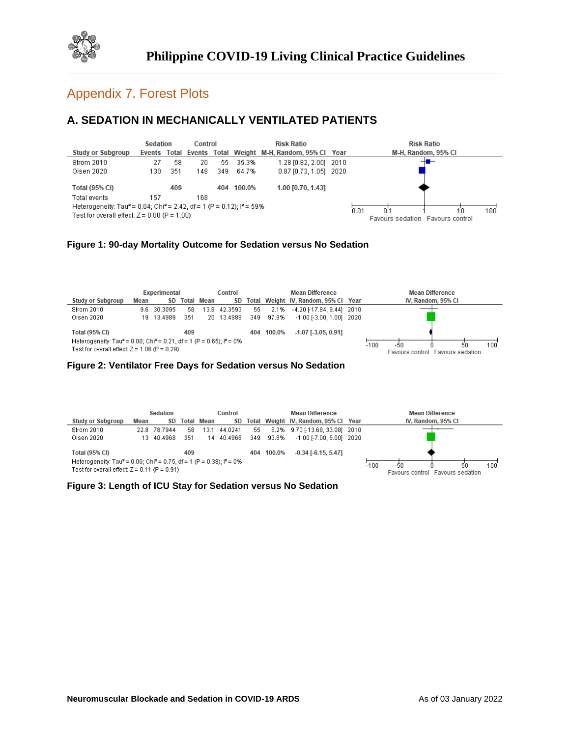# Appendix 7. Forest Plots

## A. SEDATION IN MECHANICALLY VENTILATED PATIENTS

| Study or Subgroup | Sedation Events | Sedation Total | Control Events | Control Total | Weight | Risk Ratio M-H, Random, 95% CI | Year |
|---|---|---|---|---|---|---|---|
| Strom 2010 | 27 | 58 | 20 | 55 | 35.3% | 1.28 [0.82, 2.00] | 2010 |
| Olsen 2020 | 130 | 351 | 148 | 349 | 64.7% | 0.87 [0.73, 1.05] | 2020 |
| **Total (95% CI)** | | **409** | | **404** | **100.0%** | **1.00 [0.70, 1.43]** | |
| Total events | 157 | | 168 | | | | |

Heterogeneity: $Tau^2 = 0.04$; $Chi^2 = 2.42$, df = 1 (P = 0.12); $I^2 = 59\%$
Test for overall effect: Z = 0.00 (P = 1.00)

Risk Ratio M-H, Random, 95% CI: 0.01, 0.1, 1, 10, 100 — Favours sedation | Favours control

**Figure 1: 90-day Mortality Outcome for Sedation versus No Sedation**

| Study or Subgroup | Experimental Mean | Experimental SD | Experimental Total | Control Mean | Control SD | Control Total | Weight | Mean Difference IV, Random, 95% CI | Year |
|---|---|---|---|---|---|---|---|---|---|
| Strom 2010 | 9.6 | 30.3095 | 58 | 13.8 | 42.3593 | 55 | 2.1% | -4.20 [-17.84, 9.44] | 2010 |
| Olsen 2020 | 19 | 13.4989 | 351 | 20 | 13.4989 | 349 | 97.9% | -1.00 [-3.00, 1.00] | 2020 |
| **Total (95% CI)** | | | **409** | | | **404** | **100.0%** | **-1.07 [-3.05, 0.91]** | |

Heterogeneity: $Tau^2 = 0.00$; $Chi^2 = 0.21$, df = 1 (P = 0.65); $I^2 = 0\%$
Test for overall effect: Z = 1.06 (P = 0.29)

Mean Difference IV, Random, 95% CI: -100, -50, 0, 50, 100 — Favours control | Favours sedation

**Figure 2: Ventilator Free Days for Sedation versus No Sedation**

| Study or Subgroup | Sedation Mean | Sedation SD | Sedation Total | Control Mean | Control SD | Control Total | Weight | Mean Difference IV, Random, 95% CI | Year |
|---|---|---|---|---|---|---|---|---|---|
| Strom 2010 | 22.8 | 78.7944 | 58 | 13.1 | 44.0241 | 55 | 6.2% | 9.70 [-13.68, 33.08] | 2010 |
| Olsen 2020 | 13 | 40.4968 | 351 | 14 | 40.4968 | 349 | 93.8% | -1.00 [-7.00, 5.00] | 2020 |
| **Total (95% CI)** | | | **409** | | | **404** | **100.0%** | **-0.34 [-6.15, 5.47]** | |

Heterogeneity: $Tau^2 = 0.00$; $Chi^2 = 0.75$, df = 1 (P = 0.38); $I^2 = 0\%$
Test for overall effect: Z = 0.11 (P = 0.91)

Mean Difference IV, Random, 95% CI: -100, -50, 0, 50, 100 — Favours control | Favours sedation

**Figure 3: Length of ICU Stay for Sedation versus No Sedation**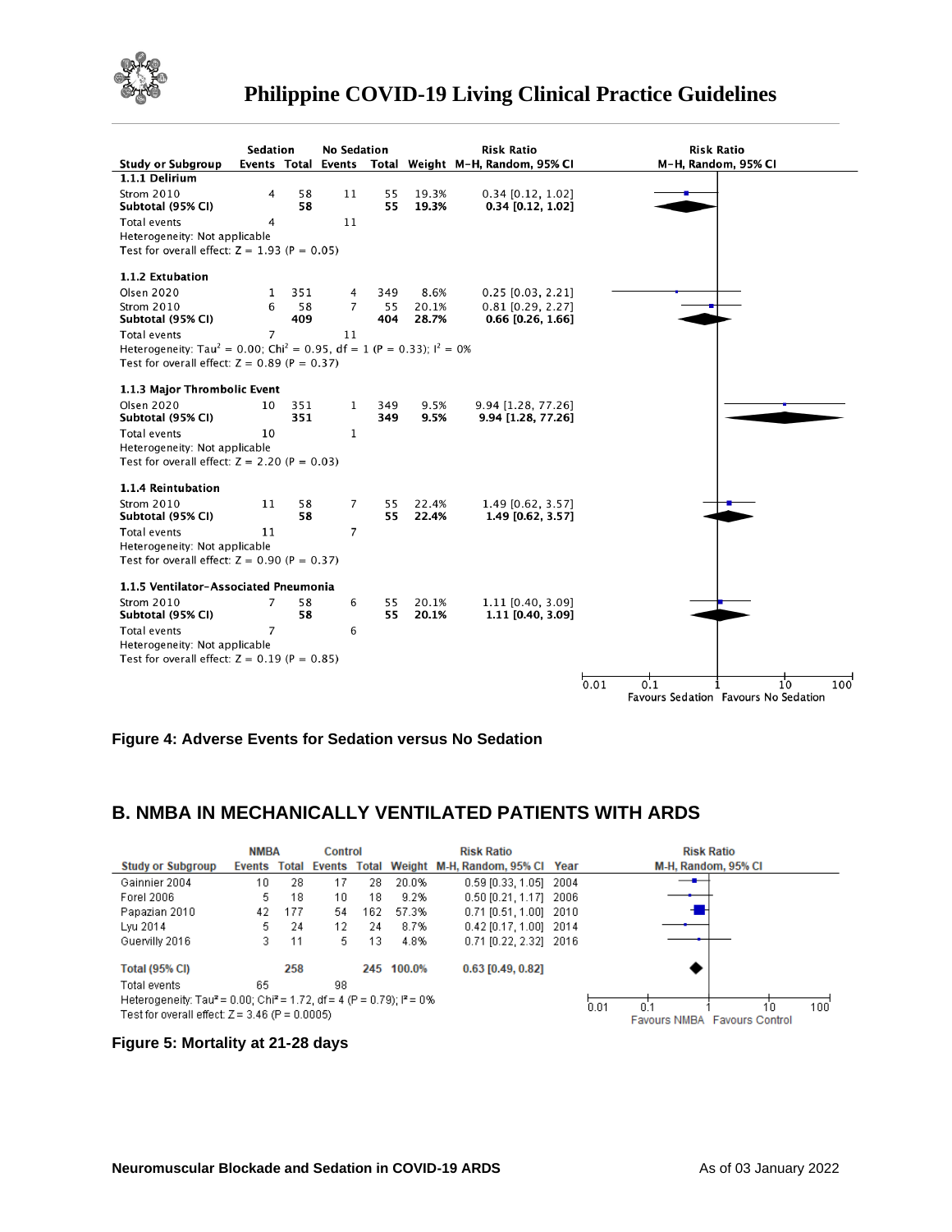| Study or Subgroup | Sedation Events | Sedation Total | No Sedation Events | No Sedation Total | Weight | Risk Ratio M-H, Random, 95% CI |
|---|---|---|---|---|---|---|
| **1.1.1 Delirium** | | | | | | |
| Strom 2010 | 4 | 58 | 11 | 55 | 19.3% | 0.34 [0.12, 1.02] |
| **Subtotal (95% CI)** | | **58** | | **55** | **19.3%** | **0.34 [0.12, 1.02]** |
| Total events | 4 | | 11 | | | |
| Heterogeneity: Not applicable | | | | | | |
| Test for overall effect: Z = 1.93 (P = 0.05) | | | | | | |
| **1.1.2 Extubation** | | | | | | |
| Olsen 2020 | 1 | 351 | 4 | 349 | 8.6% | 0.25 [0.03, 2.21] |
| Strom 2010 | 6 | 58 | 7 | 55 | 20.1% | 0.81 [0.29, 2.27] |
| **Subtotal (95% CI)** | | **409** | | **404** | **28.7%** | **0.66 [0.26, 1.66]** |
| Total events | 7 | | 11 | | | |
| Heterogeneity: $Tau^2$ = 0.00; $Chi^2$ = 0.95, df = 1 (P = 0.33); $I^2$ = 0% | | | | | | |
| Test for overall effect: Z = 0.89 (P = 0.37) | | | | | | |
| **1.1.3 Major Thrombolic Event** | | | | | | |
| Olsen 2020 | 10 | 351 | 1 | 349 | 9.5% | 9.94 [1.28, 77.26] |
| **Subtotal (95% CI)** | | **351** | | **349** | **9.5%** | **9.94 [1.28, 77.26]** |
| Total events | 10 | | 1 | | | |
| Heterogeneity: Not applicable | | | | | | |
| Test for overall effect: Z = 2.20 (P = 0.03) | | | | | | |
| **1.1.4 Reintubation** | | | | | | |
| Strom 2010 | 11 | 58 | 7 | 55 | 22.4% | 1.49 [0.62, 3.57] |
| **Subtotal (95% CI)** | | **58** | | **55** | **22.4%** | **1.49 [0.62, 3.57]** |
| Total events | 11 | | 7 | | | |
| Heterogeneity: Not applicable | | | | | | |
| Test for overall effect: Z = 0.90 (P = 0.37) | | | | | | |
| **1.1.5 Ventilator-Associated Pneumonia** | | | | | | |
| Strom 2010 | 7 | 58 | 6 | 55 | 20.1% | 1.11 [0.40, 3.09] |
| **Subtotal (95% CI)** | | **58** | | **55** | **20.1%** | **1.11 [0.40, 3.09]** |
| Total events | 7 | | 6 | | | |
| Heterogeneity: Not applicable | | | | | | |
| Test for overall effect: Z = 0.19 (P = 0.85) | | | | | | |

Risk Ratio M-H, Random, 95% CI — axis: 0.01, 0.1, 1, 10, 100; Favours Sedation / Favours No Sedation

**Figure 4: Adverse Events for Sedation versus No Sedation**

## B. NMBA IN MECHANICALLY VENTILATED PATIENTS WITH ARDS

| Study or Subgroup | NMBA Events | NMBA Total | Control Events | Control Total | Weight | Risk Ratio M-H, Random, 95% CI | Year |
|---|---|---|---|---|---|---|---|
| Gainnier 2004 | 10 | 28 | 17 | 28 | 20.0% | 0.59 [0.33, 1.05] | 2004 |
| Forel 2006 | 5 | 18 | 10 | 18 | 9.2% | 0.50 [0.21, 1.17] | 2006 |
| Papazian 2010 | 42 | 177 | 54 | 162 | 57.3% | 0.71 [0.51, 1.00] | 2010 |
| Lyu 2014 | 5 | 24 | 12 | 24 | 8.7% | 0.42 [0.17, 1.00] | 2014 |
| Guervilly 2016 | 3 | 11 | 5 | 13 | 4.8% | 0.71 [0.22, 2.32] | 2016 |
| **Total (95% CI)** | | **258** | | **245** | **100.0%** | **0.63 [0.49, 0.82]** | |
| Total events | 65 | | 98 | | | | |
| Heterogeneity: $Tau^2$ = 0.00; $Chi^2$ = 1.72, df = 4 (P = 0.79); $I^2$ = 0% | | | | | | | |
| Test for overall effect: Z = 3.46 (P = 0.0005) | | | | | | | |

Risk Ratio M-H, Random, 95% CI — axis: 0.01, 0.1, 1, 10, 100; Favours NMBA / Favours Control

**Figure 5: Mortality at 21-28 days**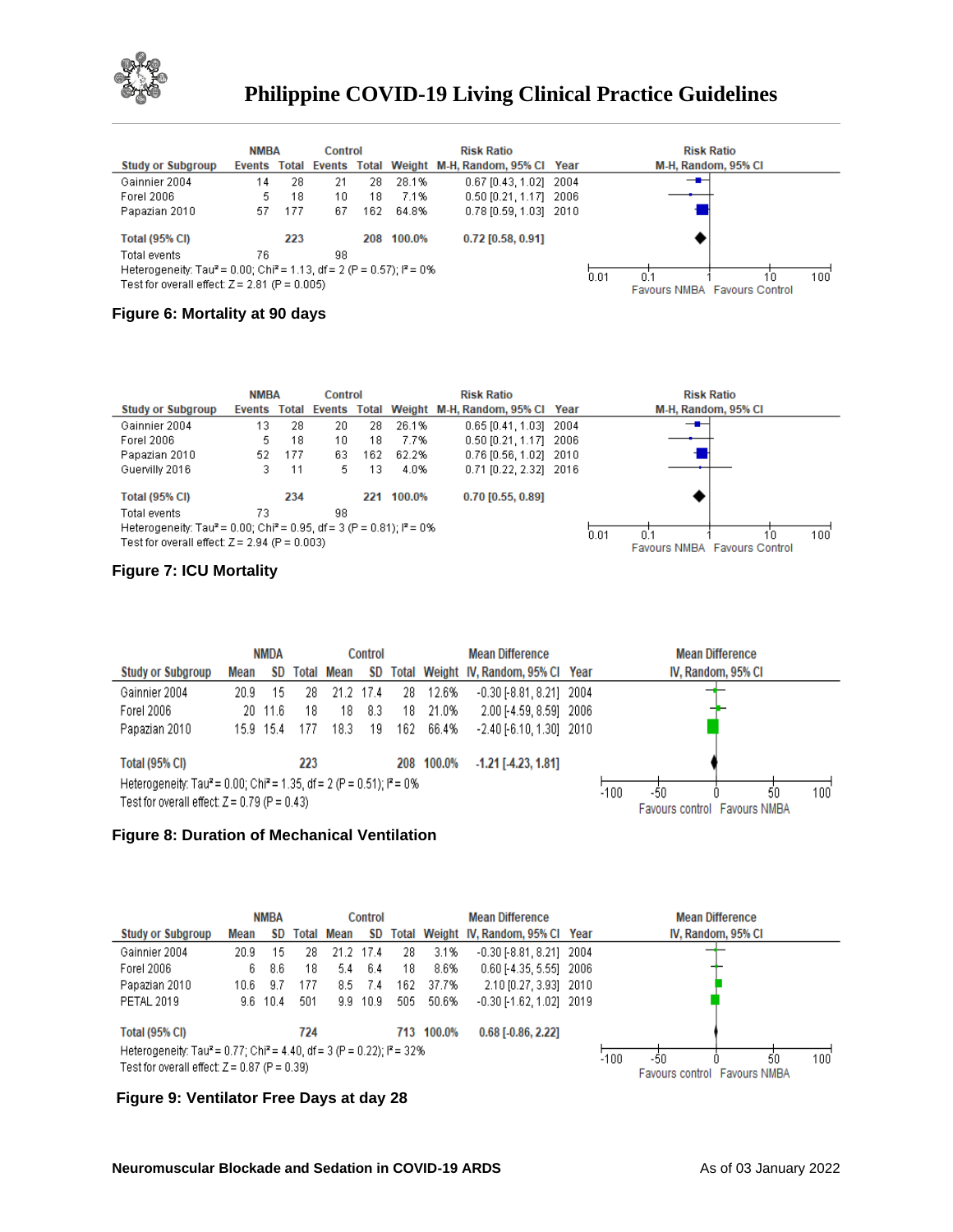| Study or Subgroup | NMBA Events | NMBA Total | Control Events | Control Total | Weight | Risk Ratio M-H, Random, 95% CI | Year |
|---|---|---|---|---|---|---|---|
| Gainnier 2004 | 14 | 28 | 21 | 28 | 28.1% | 0.67 [0.43, 1.02] | 2004 |
| Forel 2006 | 5 | 18 | 10 | 18 | 7.1% | 0.50 [0.21, 1.17] | 2006 |
| Papazian 2010 | 57 | 177 | 67 | 162 | 64.8% | 0.78 [0.59, 1.03] | 2010 |
| **Total (95% CI)** | | **223** | | **208** | **100.0%** | **0.72 [0.58, 0.91]** | |
| Total events | 76 | | 98 | | | | |

Heterogeneity: $Tau^2 = 0.00$; $Chi^2 = 1.13$, df = 2 (P = 0.57); $I^2 = 0\%$
Test for overall effect: Z = 2.81 (P = 0.005)

Favours NMBA | Favours Control

**Figure 6: Mortality at 90 days**

| Study or Subgroup | NMBA Events | NMBA Total | Control Events | Control Total | Weight | Risk Ratio M-H, Random, 95% CI | Year |
|---|---|---|---|---|---|---|---|
| Gainnier 2004 | 13 | 28 | 20 | 28 | 26.1% | 0.65 [0.41, 1.03] | 2004 |
| Forel 2006 | 5 | 18 | 10 | 18 | 7.7% | 0.50 [0.21, 1.17] | 2006 |
| Papazian 2010 | 52 | 177 | 63 | 162 | 62.2% | 0.76 [0.56, 1.02] | 2010 |
| Guervilly 2016 | 3 | 11 | 5 | 13 | 4.0% | 0.71 [0.22, 2.32] | 2016 |
| **Total (95% CI)** | | **234** | | **221** | **100.0%** | **0.70 [0.55, 0.89]** | |
| Total events | 73 | | 98 | | | | |

Heterogeneity: $Tau^2 = 0.00$; $Chi^2 = 0.95$, df = 3 (P = 0.81); $I^2 = 0\%$
Test for overall effect: Z = 2.94 (P = 0.003)

Favours NMBA | Favours Control

**Figure 7: ICU Mortality**

| Study or Subgroup | NMDA Mean | NMDA SD | NMDA Total | Control Mean | Control SD | Control Total | Weight | Mean Difference IV, Random, 95% CI | Year |
|---|---|---|---|---|---|---|---|---|---|
| Gainnier 2004 | 20.9 | 15 | 28 | 21.2 | 17.4 | 28 | 12.6% | -0.30 [-8.81, 8.21] | 2004 |
| Forel 2006 | 20 | 11.6 | 18 | 18 | 8.3 | 18 | 21.0% | 2.00 [-4.59, 8.59] | 2006 |
| Papazian 2010 | 15.9 | 15.4 | 177 | 18.3 | 19 | 162 | 66.4% | -2.40 [-6.10, 1.30] | 2010 |
| **Total (95% CI)** | | | **223** | | | **208** | **100.0%** | **-1.21 [-4.23, 1.81]** | |

Heterogeneity: $Tau^2 = 0.00$; $Chi^2 = 1.35$, df = 2 (P = 0.51); $I^2 = 0\%$
Test for overall effect: Z = 0.79 (P = 0.43)

Favours control | Favours NMBA

**Figure 8: Duration of Mechanical Ventilation**

| Study or Subgroup | NMBA Mean | NMBA SD | NMBA Total | Control Mean | Control SD | Control Total | Weight | Mean Difference IV, Random, 95% CI | Year |
|---|---|---|---|---|---|---|---|---|---|
| Gainnier 2004 | 20.9 | 15 | 28 | 21.2 | 17.4 | 28 | 3.1% | -0.30 [-8.81, 8.21] | 2004 |
| Forel 2006 | 6 | 8.6 | 18 | 5.4 | 6.4 | 18 | 8.6% | 0.60 [-4.35, 5.55] | 2006 |
| Papazian 2010 | 10.6 | 9.7 | 177 | 8.5 | 7.4 | 162 | 37.7% | 2.10 [0.27, 3.93] | 2010 |
| PETAL 2019 | 9.6 | 10.4 | 501 | 9.9 | 10.9 | 505 | 50.6% | -0.30 [-1.62, 1.02] | 2019 |
| **Total (95% CI)** | | | **724** | | | **713** | **100.0%** | **0.68 [-0.86, 2.22]** | |

Heterogeneity: $Tau^2 = 0.77$; $Chi^2 = 4.40$, df = 3 (P = 0.22); $I^2 = 32\%$
Test for overall effect: Z = 0.87 (P = 0.39)

Favours control | Favours NMBA

**Figure 9: Ventilator Free Days at day 28**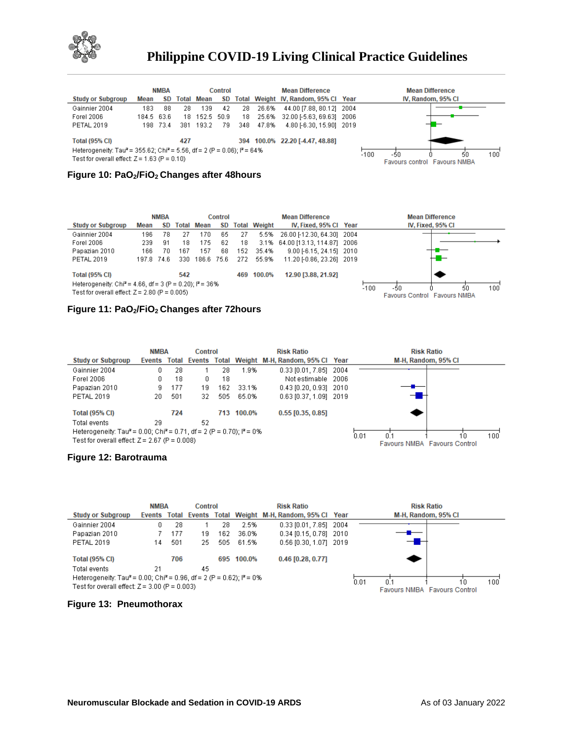| Study or Subgroup | NMBA Mean | NMBA SD | NMBA Total | Control Mean | Control SD | Control Total | Weight | Mean Difference IV, Random, 95% CI | Year |
|---|---|---|---|---|---|---|---|---|---|
| Gainnier 2004 | 183 | 88 | 28 | 139 | 42 | 28 | 26.6% | 44.00 [7.88, 80.12] | 2004 |
| Forel 2006 | 184.5 | 63.6 | 18 | 152.5 | 50.9 | 18 | 25.6% | 32.00 [-5.63, 69.63] | 2006 |
| PETAL 2019 | 198 | 73.4 | 381 | 193.2 | 79 | 348 | 47.8% | 4.80 [-6.30, 15.90] | 2019 |
| **Total (95% CI)** | | | **427** | | | **394** | **100.0%** | **22.20 [-4.47, 48.88]** | |

Heterogeneity: $Tau^2 = 355.62$; $Chi^2 = 5.56$, df = 2 (P = 0.06); $I^2 = 64\%$
Test for overall effect: Z = 1.63 (P = 0.10)

Favours control | Favours NMBA

**Figure 10: $PaO_2/FiO_2$ Changes after 48hours**

| Study or Subgroup | NMBA Mean | NMBA SD | NMBA Total | Control Mean | Control SD | Control Total | Weight | Mean Difference IV, Fixed, 95% CI | Year |
|---|---|---|---|---|---|---|---|---|---|
| Gainnier 2004 | 196 | 78 | 27 | 170 | 65 | 27 | 5.5% | 26.00 [-12.30, 64.30] | 2004 |
| Forel 2006 | 239 | 91 | 18 | 175 | 62 | 18 | 3.1% | 64.00 [13.13, 114.87] | 2006 |
| Papazian 2010 | 166 | 70 | 167 | 157 | 68 | 152 | 35.4% | 9.00 [-6.15, 24.15] | 2010 |
| PETAL 2019 | 197.8 | 74.6 | 330 | 186.6 | 75.6 | 272 | 55.9% | 11.20 [-0.86, 23.26] | 2019 |
| **Total (95% CI)** | | | **542** | | | **469** | **100.0%** | **12.90 [3.88, 21.92]** | |

Heterogeneity: $Chi^2 = 4.66$, df = 3 (P = 0.20); $I^2 = 36\%$
Test for overall effect: Z = 2.80 (P = 0.005)

Favours Control | Favours NMBA

**Figure 11: $PaO_2/FiO_2$ Changes after 72hours**

| Study or Subgroup | NMBA Events | NMBA Total | Control Events | Control Total | Weight | Risk Ratio M-H, Random, 95% CI | Year |
|---|---|---|---|---|---|---|---|
| Gainnier 2004 | 0 | 28 | 1 | 28 | 1.9% | 0.33 [0.01, 7.85] | 2004 |
| Forel 2006 | 0 | 18 | 0 | 18 | | Not estimable | 2006 |
| Papazian 2010 | 9 | 177 | 19 | 162 | 33.1% | 0.43 [0.20, 0.93] | 2010 |
| PETAL 2019 | 20 | 501 | 32 | 505 | 65.0% | 0.63 [0.37, 1.09] | 2019 |
| **Total (95% CI)** | | **724** | | **713** | **100.0%** | **0.55 [0.35, 0.85]** | |
| Total events | 29 | | 52 | | | | |

Heterogeneity: $Tau^2 = 0.00$; $Chi^2 = 0.71$, df = 2 (P = 0.70); $I^2 = 0\%$
Test for overall effect: Z = 2.67 (P = 0.008)

Favours NMBA | Favours Control

**Figure 12: Barotrauma**

| Study or Subgroup | NMBA Events | NMBA Total | Control Events | Control Total | Weight | Risk Ratio M-H, Random, 95% CI | Year |
|---|---|---|---|---|---|---|---|
| Gainnier 2004 | 0 | 28 | 1 | 28 | 2.5% | 0.33 [0.01, 7.85] | 2004 |
| Papazian 2010 | 7 | 177 | 19 | 162 | 36.0% | 0.34 [0.15, 0.78] | 2010 |
| PETAL 2019 | 14 | 501 | 25 | 505 | 61.5% | 0.56 [0.30, 1.07] | 2019 |
| **Total (95% CI)** | | **706** | | **695** | **100.0%** | **0.46 [0.28, 0.77]** | |
| Total events | 21 | | 45 | | | | |

Heterogeneity: $Tau^2 = 0.00$; $Chi^2 = 0.96$, df = 2 (P = 0.62); $I^2 = 0\%$
Test for overall effect: Z = 3.00 (P = 0.003)

Favours NMBA | Favours Control

**Figure 13: Pneumothorax**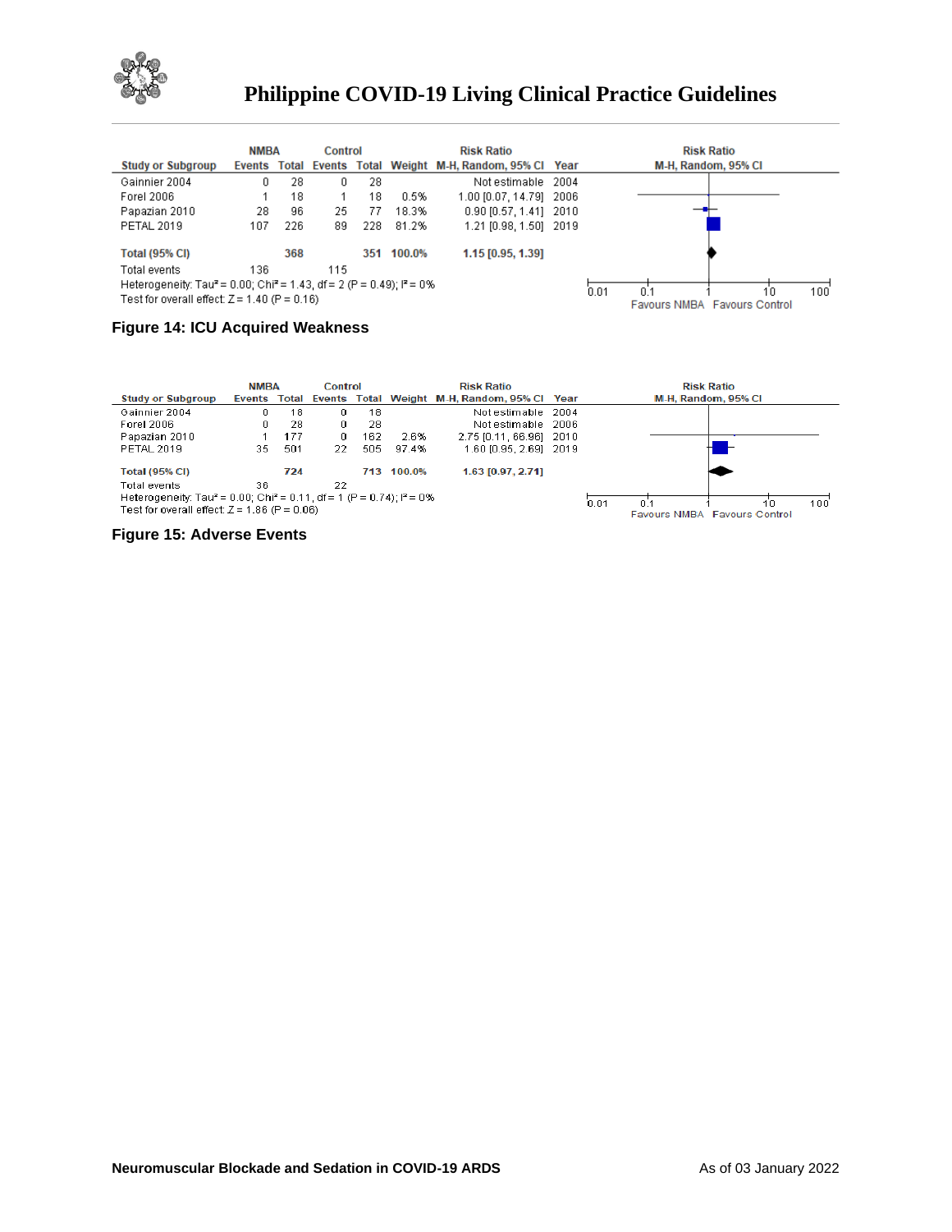| Study or Subgroup | NMBA Events | NMBA Total | Control Events | Control Total | Weight | Risk Ratio M-H, Random, 95% CI | Year |
|---|---|---|---|---|---|---|---|
| Gainnier 2004 | 0 | 28 | 0 | 28 | | Not estimable | 2004 |
| Forel 2006 | 1 | 18 | 1 | 18 | 0.5% | 1.00 [0.07, 14.79] | 2006 |
| Papazian 2010 | 28 | 96 | 25 | 77 | 18.3% | 0.90 [0.57, 1.41] | 2010 |
| PETAL 2019 | 107 | 226 | 89 | 228 | 81.2% | 1.21 [0.98, 1.50] | 2019 |
| **Total (95% CI)** | | **368** | | **351** | **100.0%** | **1.15 [0.95, 1.39]** | |
| Total events | 136 | | 115 | | | | |

Heterogeneity: Tau² = 0.00; Chi² = 1.43, df = 2 (P = 0.49); I² = 0%
Test for overall effect: Z = 1.40 (P = 0.16)

Favours NMBA / Favours Control

**Figure 14: ICU Acquired Weakness**

| Study or Subgroup | NMBA Events | NMBA Total | Control Events | Control Total | Weight | Risk Ratio M-H, Random, 95% CI | Year |
|---|---|---|---|---|---|---|---|
| Gainnier 2004 | 0 | 18 | 0 | 18 | | Not estimable | 2004 |
| Forel 2006 | 0 | 28 | 0 | 28 | | Not estimable | 2006 |
| Papazian 2010 | 1 | 177 | 0 | 162 | 2.6% | 2.75 [0.11, 66.96] | 2010 |
| PETAL 2019 | 35 | 501 | 22 | 505 | 97.4% | 1.60 [0.95, 2.69] | 2019 |
| **Total (95% CI)** | | **724** | | **713** | **100.0%** | **1.63 [0.97, 2.71]** | |
| Total events | 36 | | 22 | | | | |

Heterogeneity: Tau² = 0.00; Chi² = 0.11, df = 1 (P = 0.74); I² = 0%
Test for overall effect: Z = 1.86 (P = 0.06)

Favours NMBA / Favours Control

**Figure 15: Adverse Events**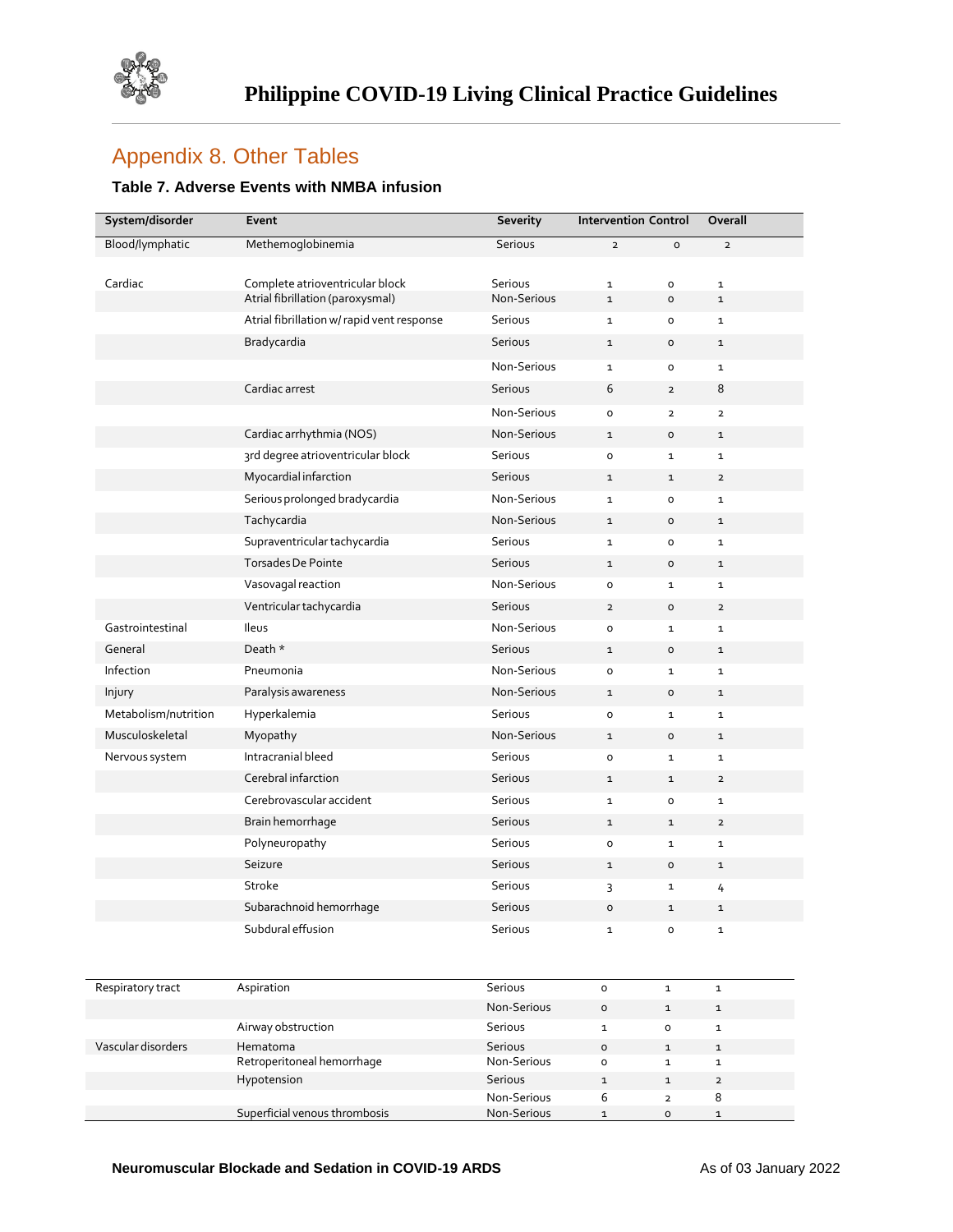## Appendix 8. Other Tables

### Table 7. Adverse Events with NMBA infusion

| System/disorder | Event | Severity | Intervention | Control | Overall |
|---|---|---|---|---|---|
| Blood/lymphatic | Methemoglobinemia | Serious | 2 | 0 | 2 |
| Cardiac | Complete atrioventricular block | Serious | 1 | 0 | 1 |
| | Atrial fibrillation (paroxysmal) | Non-Serious | 1 | 0 | 1 |
| | Atrial fibrillation w/ rapid vent response | Serious | 1 | 0 | 1 |
| | Bradycardia | Serious | 1 | 0 | 1 |
| | | Non-Serious | 1 | 0 | 1 |
| | Cardiac arrest | Serious | 6 | 2 | 8 |
| | | Non-Serious | 0 | 2 | 2 |
| | Cardiac arrhythmia (NOS) | Non-Serious | 1 | 0 | 1 |
| | 3rd degree atrioventricular block | Serious | 0 | 1 | 1 |
| | Myocardial infarction | Serious | 1 | 1 | 2 |
| | Serious prolonged bradycardia | Non-Serious | 1 | 0 | 1 |
| | Tachycardia | Non-Serious | 1 | 0 | 1 |
| | Supraventricular tachycardia | Serious | 1 | 0 | 1 |
| | Torsades De Pointe | Serious | 1 | 0 | 1 |
| | Vasovagal reaction | Non-Serious | 0 | 1 | 1 |
| | Ventricular tachycardia | Serious | 2 | 0 | 2 |
| Gastrointestinal | Ileus | Non-Serious | 0 | 1 | 1 |
| General | Death * | Serious | 1 | 0 | 1 |
| Infection | Pneumonia | Non-Serious | 0 | 1 | 1 |
| Injury | Paralysis awareness | Non-Serious | 1 | 0 | 1 |
| Metabolism/nutrition | Hyperkalemia | Serious | 0 | 1 | 1 |
| Musculoskeletal | Myopathy | Non-Serious | 1 | 0 | 1 |
| Nervous system | Intracranial bleed | Serious | 0 | 1 | 1 |
| | Cerebral infarction | Serious | 1 | 1 | 2 |
| | Cerebrovascular accident | Serious | 1 | 0 | 1 |
| | Brain hemorrhage | Serious | 1 | 1 | 2 |
| | Polyneuropathy | Serious | 0 | 1 | 1 |
| | Seizure | Serious | 1 | 0 | 1 |
| | Stroke | Serious | 3 | 1 | 4 |
| | Subarachnoid hemorrhage | Serious | 0 | 1 | 1 |
| | Subdural effusion | Serious | 1 | 0 | 1 |
| Respiratory tract | Aspiration | Serious | 0 | 1 | 1 |
| | | Non-Serious | 0 | 1 | 1 |
| | Airway obstruction | Serious | 1 | 0 | 1 |
| Vascular disorders | Hematoma | Serious | 0 | 1 | 1 |
| | Retroperitoneal hemorrhage | Non-Serious | 0 | 1 | 1 |
| | Hypotension | Serious | 1 | 1 | 2 |
| | | Non-Serious | 6 | 2 | 8 |
| | Superficial venous thrombosis | Non-Serious | 1 | 0 | 1 |